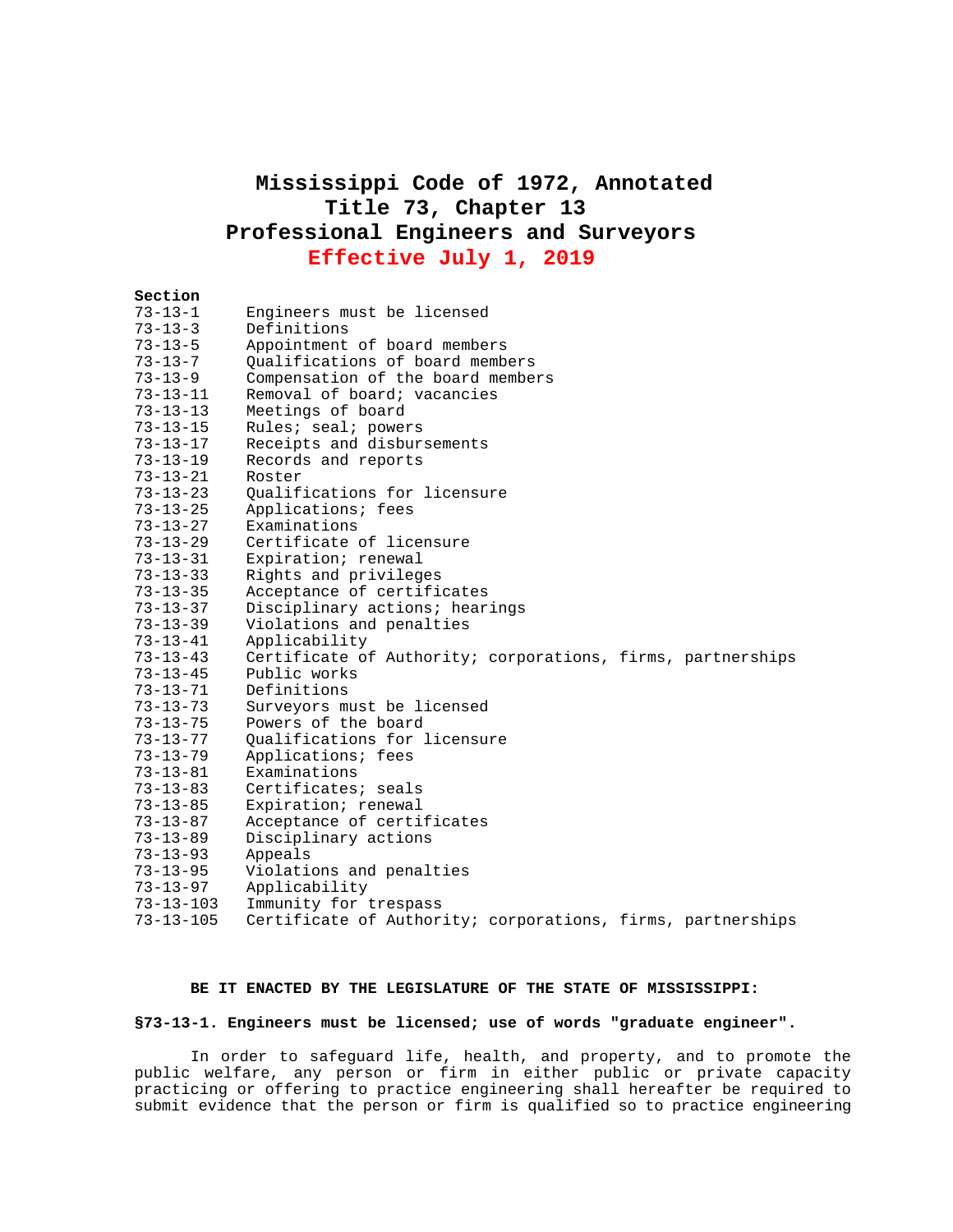# Mississippi Code of 1972, Annotated
## Title 73, Chapter 13
## Professional Engineers and Surveyors
## Effective July 1, 2019

| Section | |
|---|---|
| 73-13-1 | Engineers must be licensed |
| 73-13-3 | Definitions |
| 73-13-5 | Appointment of board members |
| 73-13-7 | Qualifications of board members |
| 73-13-9 | Compensation of the board members |
| 73-13-11 | Removal of board; vacancies |
| 73-13-13 | Meetings of board |
| 73-13-15 | Rules; seal; powers |
| 73-13-17 | Receipts and disbursements |
| 73-13-19 | Records and reports |
| 73-13-21 | Roster |
| 73-13-23 | Qualifications for licensure |
| 73-13-25 | Applications; fees |
| 73-13-27 | Examinations |
| 73-13-29 | Certificate of licensure |
| 73-13-31 | Expiration; renewal |
| 73-13-33 | Rights and privileges |
| 73-13-35 | Acceptance of certificates |
| 73-13-37 | Disciplinary actions; hearings |
| 73-13-39 | Violations and penalties |
| 73-13-41 | Applicability |
| 73-13-43 | Certificate of Authority; corporations, firms, partnerships |
| 73-13-45 | Public works |
| 73-13-71 | Definitions |
| 73-13-73 | Surveyors must be licensed |
| 73-13-75 | Powers of the board |
| 73-13-77 | Qualifications for licensure |
| 73-13-79 | Applications; fees |
| 73-13-81 | Examinations |
| 73-13-83 | Certificates; seals |
| 73-13-85 | Expiration; renewal |
| 73-13-87 | Acceptance of certificates |
| 73-13-89 | Disciplinary actions |
| 73-13-93 | Appeals |
| 73-13-95 | Violations and penalties |
| 73-13-97 | Applicability |
| 73-13-103 | Immunity for trespass |
| 73-13-105 | Certificate of Authority; corporations, firms, partnerships |

**BE IT ENACTED BY THE LEGISLATURE OF THE STATE OF MISSISSIPPI:**

**§73-13-1. Engineers must be licensed; use of words "graduate engineer".**

In order to safeguard life, health, and property, and to promote the public welfare, any person or firm in either public or private capacity practicing or offering to practice engineering shall hereafter be required to submit evidence that the person or firm is qualified so to practice engineering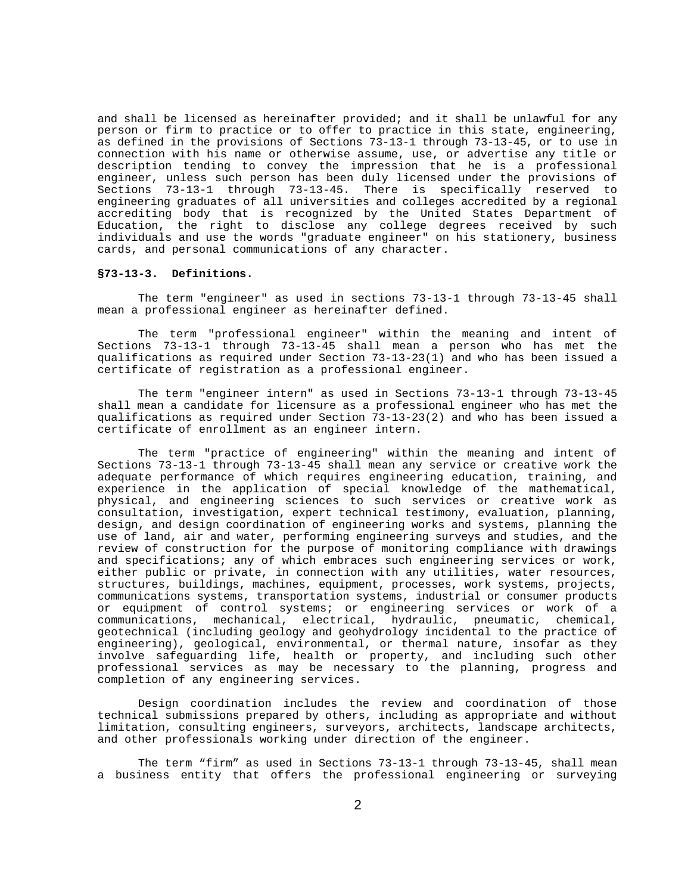and shall be licensed as hereinafter provided; and it shall be unlawful for any person or firm to practice or to offer to practice in this state, engineering, as defined in the provisions of Sections 73-13-1 through 73-13-45, or to use in connection with his name or otherwise assume, use, or advertise any title or description tending to convey the impression that he is a professional engineer, unless such person has been duly licensed under the provisions of Sections 73-13-1 through 73-13-45. There is specifically reserved to engineering graduates of all universities and colleges accredited by a regional accrediting body that is recognized by the United States Department of Education, the right to disclose any college degrees received by such individuals and use the words "graduate engineer" on his stationery, business cards, and personal communications of any character.

### §73-13-3. Definitions.

The term "engineer" as used in sections 73-13-1 through 73-13-45 shall mean a professional engineer as hereinafter defined.

The term "professional engineer" within the meaning and intent of Sections 73-13-1 through 73-13-45 shall mean a person who has met the qualifications as required under Section 73-13-23(1) and who has been issued a certificate of registration as a professional engineer.

The term "engineer intern" as used in Sections 73-13-1 through 73-13-45 shall mean a candidate for licensure as a professional engineer who has met the qualifications as required under Section 73-13-23(2) and who has been issued a certificate of enrollment as an engineer intern.

The term "practice of engineering" within the meaning and intent of Sections 73-13-1 through 73-13-45 shall mean any service or creative work the adequate performance of which requires engineering education, training, and experience in the application of special knowledge of the mathematical, physical, and engineering sciences to such services or creative work as consultation, investigation, expert technical testimony, evaluation, planning, design, and design coordination of engineering works and systems, planning the use of land, air and water, performing engineering surveys and studies, and the review of construction for the purpose of monitoring compliance with drawings and specifications; any of which embraces such engineering services or work, either public or private, in connection with any utilities, water resources, structures, buildings, machines, equipment, processes, work systems, projects, communications systems, transportation systems, industrial or consumer products or equipment of control systems; or engineering services or work of a communications, mechanical, electrical, hydraulic, pneumatic, chemical, geotechnical (including geology and geohydrology incidental to the practice of engineering), geological, environmental, or thermal nature, insofar as they involve safeguarding life, health or property, and including such other professional services as may be necessary to the planning, progress and completion of any engineering services.

Design coordination includes the review and coordination of those technical submissions prepared by others, including as appropriate and without limitation, consulting engineers, surveyors, architects, landscape architects, and other professionals working under direction of the engineer.

The term “firm” as used in Sections 73-13-1 through 73-13-45, shall mean a business entity that offers the professional engineering or surveying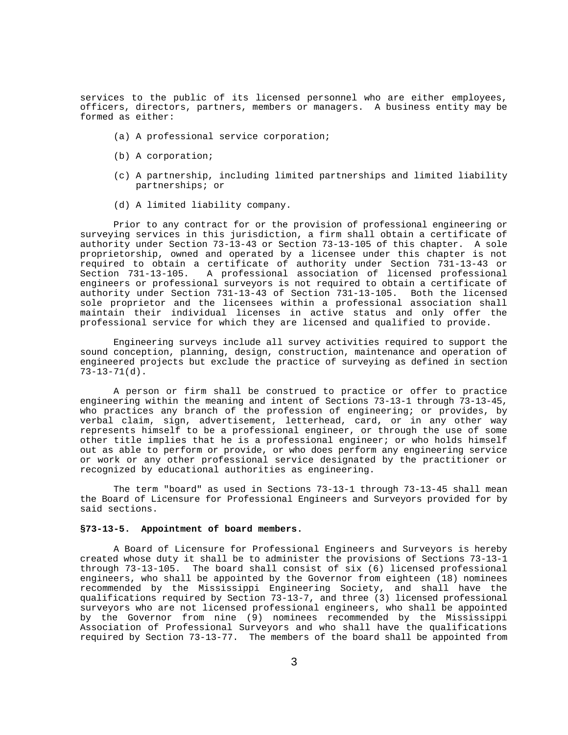services to the public of its licensed personnel who are either employees, officers, directors, partners, members or managers. A business entity may be formed as either:

(a) A professional service corporation;

(b) A corporation;

(c) A partnership, including limited partnerships and limited liability partnerships; or

(d) A limited liability company.

Prior to any contract for or the provision of professional engineering or surveying services in this jurisdiction, a firm shall obtain a certificate of authority under Section 73-13-43 or Section 73-13-105 of this chapter. A sole proprietorship, owned and operated by a licensee under this chapter is not required to obtain a certificate of authority under Section 731-13-43 or Section 731-13-105. A professional association of licensed professional engineers or professional surveyors is not required to obtain a certificate of authority under Section 731-13-43 of Section 731-13-105. Both the licensed sole proprietor and the licensees within a professional association shall maintain their individual licenses in active status and only offer the professional service for which they are licensed and qualified to provide.

Engineering surveys include all survey activities required to support the sound conception, planning, design, construction, maintenance and operation of engineered projects but exclude the practice of surveying as defined in section 73-13-71(d).

A person or firm shall be construed to practice or offer to practice engineering within the meaning and intent of Sections 73-13-1 through 73-13-45, who practices any branch of the profession of engineering; or provides, by verbal claim, sign, advertisement, letterhead, card, or in any other way represents himself to be a professional engineer, or through the use of some other title implies that he is a professional engineer; or who holds himself out as able to perform or provide, or who does perform any engineering service or work or any other professional service designated by the practitioner or recognized by educational authorities as engineering.

The term "board" as used in Sections 73-13-1 through 73-13-45 shall mean the Board of Licensure for Professional Engineers and Surveyors provided for by said sections.

**§73-13-5. Appointment of board members.**

A Board of Licensure for Professional Engineers and Surveyors is hereby created whose duty it shall be to administer the provisions of Sections 73-13-1 through 73-13-105. The board shall consist of six (6) licensed professional engineers, who shall be appointed by the Governor from eighteen (18) nominees recommended by the Mississippi Engineering Society, and shall have the qualifications required by Section 73-13-7, and three (3) licensed professional surveyors who are not licensed professional engineers, who shall be appointed by the Governor from nine (9) nominees recommended by the Mississippi Association of Professional Surveyors and who shall have the qualifications required by Section 73-13-77. The members of the board shall be appointed from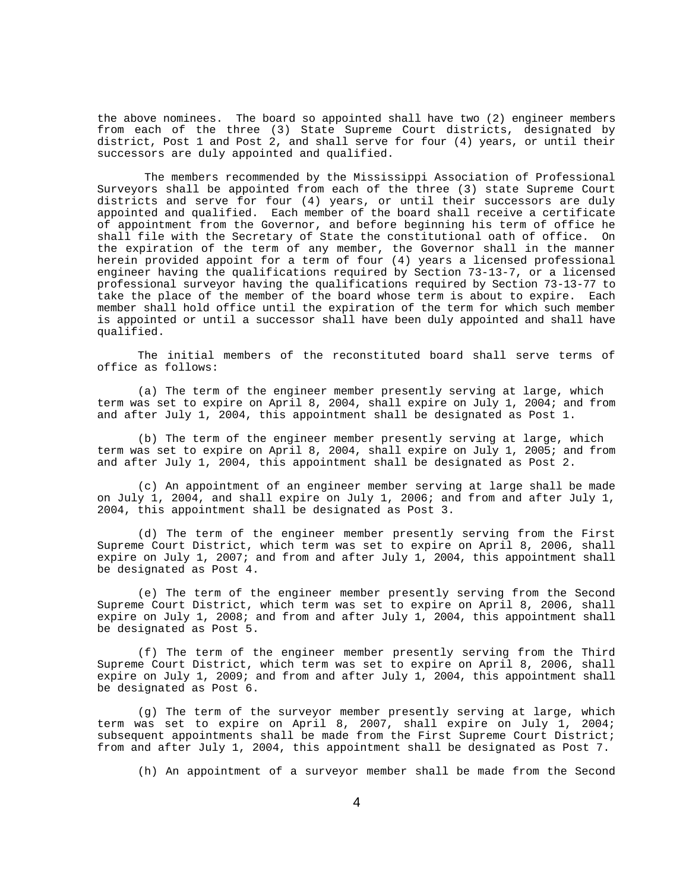the above nominees. The board so appointed shall have two (2) engineer members from each of the three (3) State Supreme Court districts, designated by district, Post 1 and Post 2, and shall serve for four (4) years, or until their successors are duly appointed and qualified.

The members recommended by the Mississippi Association of Professional Surveyors shall be appointed from each of the three (3) state Supreme Court districts and serve for four (4) years, or until their successors are duly appointed and qualified. Each member of the board shall receive a certificate of appointment from the Governor, and before beginning his term of office he shall file with the Secretary of State the constitutional oath of office. On the expiration of the term of any member, the Governor shall in the manner herein provided appoint for a term of four (4) years a licensed professional engineer having the qualifications required by Section 73-13-7, or a licensed professional surveyor having the qualifications required by Section 73-13-77 to take the place of the member of the board whose term is about to expire. Each member shall hold office until the expiration of the term for which such member is appointed or until a successor shall have been duly appointed and shall have qualified.

The initial members of the reconstituted board shall serve terms of office as follows:

(a) The term of the engineer member presently serving at large, which term was set to expire on April 8, 2004, shall expire on July 1, 2004; and from and after July 1, 2004, this appointment shall be designated as Post 1.

(b) The term of the engineer member presently serving at large, which term was set to expire on April 8, 2004, shall expire on July 1, 2005; and from and after July 1, 2004, this appointment shall be designated as Post 2.

(c) An appointment of an engineer member serving at large shall be made on July 1, 2004, and shall expire on July 1, 2006; and from and after July 1, 2004, this appointment shall be designated as Post 3.

(d) The term of the engineer member presently serving from the First Supreme Court District, which term was set to expire on April 8, 2006, shall expire on July 1, 2007; and from and after July 1, 2004, this appointment shall be designated as Post 4.

(e) The term of the engineer member presently serving from the Second Supreme Court District, which term was set to expire on April 8, 2006, shall expire on July 1, 2008; and from and after July 1, 2004, this appointment shall be designated as Post 5.

(f) The term of the engineer member presently serving from the Third Supreme Court District, which term was set to expire on April 8, 2006, shall expire on July 1, 2009; and from and after July 1, 2004, this appointment shall be designated as Post 6.

(g) The term of the surveyor member presently serving at large, which term was set to expire on April 8, 2007, shall expire on July 1, 2004; subsequent appointments shall be made from the First Supreme Court District; from and after July 1, 2004, this appointment shall be designated as Post 7.

(h) An appointment of a surveyor member shall be made from the Second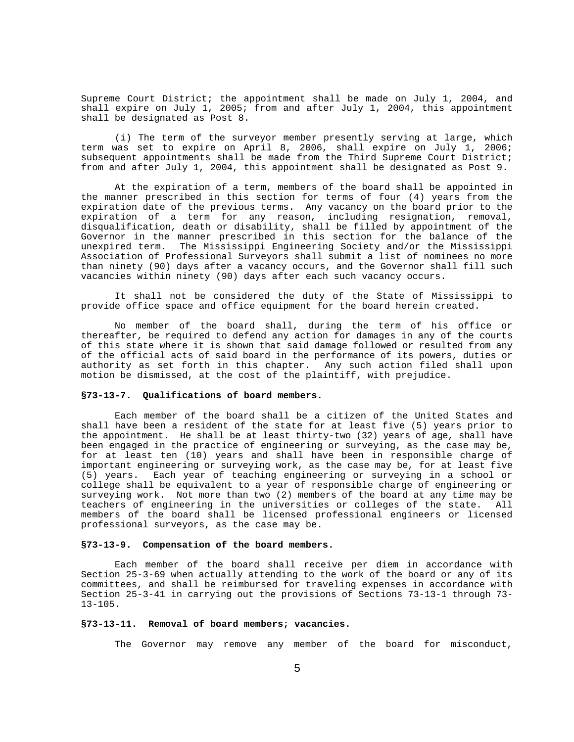Supreme Court District; the appointment shall be made on July 1, 2004, and shall expire on July 1, 2005; from and after July 1, 2004, this appointment shall be designated as Post 8.

(i) The term of the surveyor member presently serving at large, which term was set to expire on April 8, 2006, shall expire on July 1, 2006; subsequent appointments shall be made from the Third Supreme Court District; from and after July 1, 2004, this appointment shall be designated as Post 9.

At the expiration of a term, members of the board shall be appointed in the manner prescribed in this section for terms of four (4) years from the expiration date of the previous terms. Any vacancy on the board prior to the expiration of a term for any reason, including resignation, removal, disqualification, death or disability, shall be filled by appointment of the Governor in the manner prescribed in this section for the balance of the unexpired term. The Mississippi Engineering Society and/or the Mississippi Association of Professional Surveyors shall submit a list of nominees no more than ninety (90) days after a vacancy occurs, and the Governor shall fill such vacancies within ninety (90) days after each such vacancy occurs.

It shall not be considered the duty of the State of Mississippi to provide office space and office equipment for the board herein created.

No member of the board shall, during the term of his office or thereafter, be required to defend any action for damages in any of the courts of this state where it is shown that said damage followed or resulted from any of the official acts of said board in the performance of its powers, duties or authority as set forth in this chapter. Any such action filed shall upon motion be dismissed, at the cost of the plaintiff, with prejudice.

**§73-13-7. Qualifications of board members.**

Each member of the board shall be a citizen of the United States and shall have been a resident of the state for at least five (5) years prior to the appointment. He shall be at least thirty-two (32) years of age, shall have been engaged in the practice of engineering or surveying, as the case may be, for at least ten (10) years and shall have been in responsible charge of important engineering or surveying work, as the case may be, for at least five (5) years. Each year of teaching engineering or surveying in a school or college shall be equivalent to a year of responsible charge of engineering or surveying work. Not more than two (2) members of the board at any time may be teachers of engineering in the universities or colleges of the state. All members of the board shall be licensed professional engineers or licensed professional surveyors, as the case may be.

**§73-13-9. Compensation of the board members.**

Each member of the board shall receive per diem in accordance with Section 25-3-69 when actually attending to the work of the board or any of its committees, and shall be reimbursed for traveling expenses in accordance with Section 25-3-41 in carrying out the provisions of Sections 73-13-1 through 73-13-105.

**§73-13-11. Removal of board members; vacancies.**

The Governor may remove any member of the board for misconduct,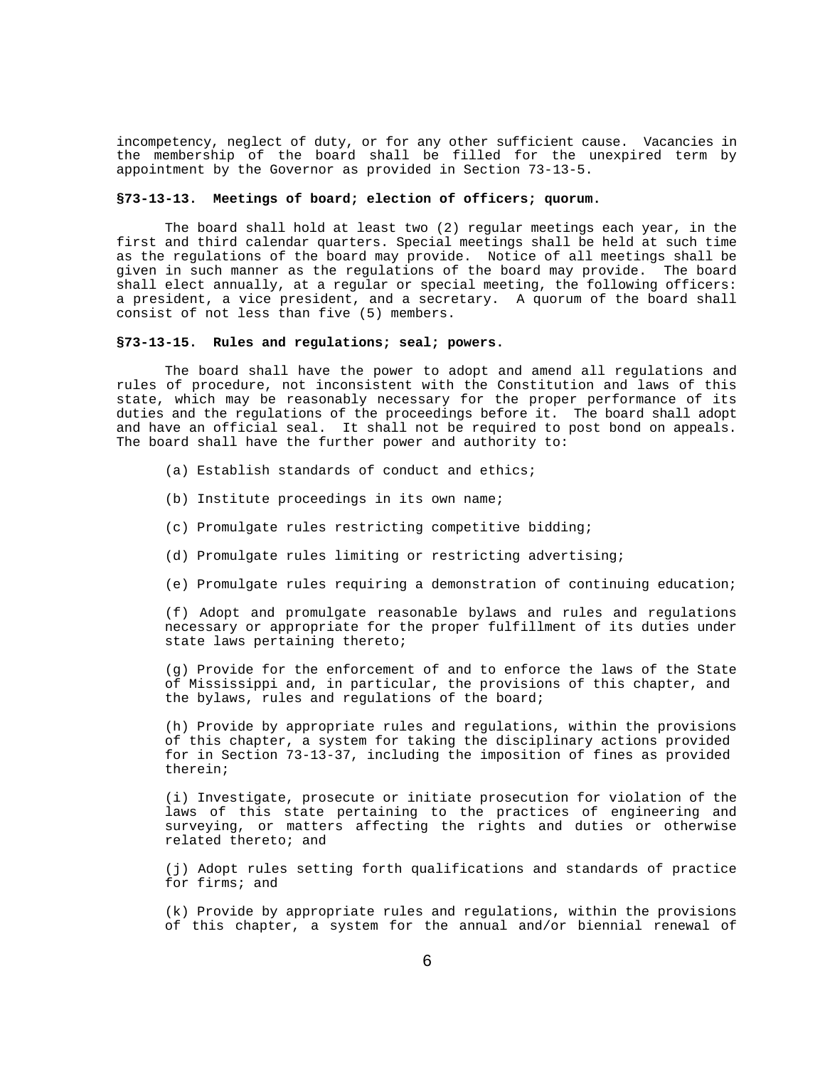incompetency, neglect of duty, or for any other sufficient cause. Vacancies in the membership of the board shall be filled for the unexpired term by appointment by the Governor as provided in Section 73-13-5.

**§73-13-13. Meetings of board; election of officers; quorum.**

The board shall hold at least two (2) regular meetings each year, in the first and third calendar quarters. Special meetings shall be held at such time as the regulations of the board may provide. Notice of all meetings shall be given in such manner as the regulations of the board may provide. The board shall elect annually, at a regular or special meeting, the following officers: a president, a vice president, and a secretary. A quorum of the board shall consist of not less than five (5) members.

**§73-13-15. Rules and regulations; seal; powers.**

The board shall have the power to adopt and amend all regulations and rules of procedure, not inconsistent with the Constitution and laws of this state, which may be reasonably necessary for the proper performance of its duties and the regulations of the proceedings before it. The board shall adopt and have an official seal. It shall not be required to post bond on appeals. The board shall have the further power and authority to:

(a) Establish standards of conduct and ethics;

(b) Institute proceedings in its own name;

(c) Promulgate rules restricting competitive bidding;

(d) Promulgate rules limiting or restricting advertising;

(e) Promulgate rules requiring a demonstration of continuing education;

(f) Adopt and promulgate reasonable bylaws and rules and regulations necessary or appropriate for the proper fulfillment of its duties under state laws pertaining thereto;

(g) Provide for the enforcement of and to enforce the laws of the State of Mississippi and, in particular, the provisions of this chapter, and the bylaws, rules and regulations of the board;

(h) Provide by appropriate rules and regulations, within the provisions of this chapter, a system for taking the disciplinary actions provided for in Section 73-13-37, including the imposition of fines as provided therein;

(i) Investigate, prosecute or initiate prosecution for violation of the laws of this state pertaining to the practices of engineering and surveying, or matters affecting the rights and duties or otherwise related thereto; and

(j) Adopt rules setting forth qualifications and standards of practice for firms; and

(k) Provide by appropriate rules and regulations, within the provisions of this chapter, a system for the annual and/or biennial renewal of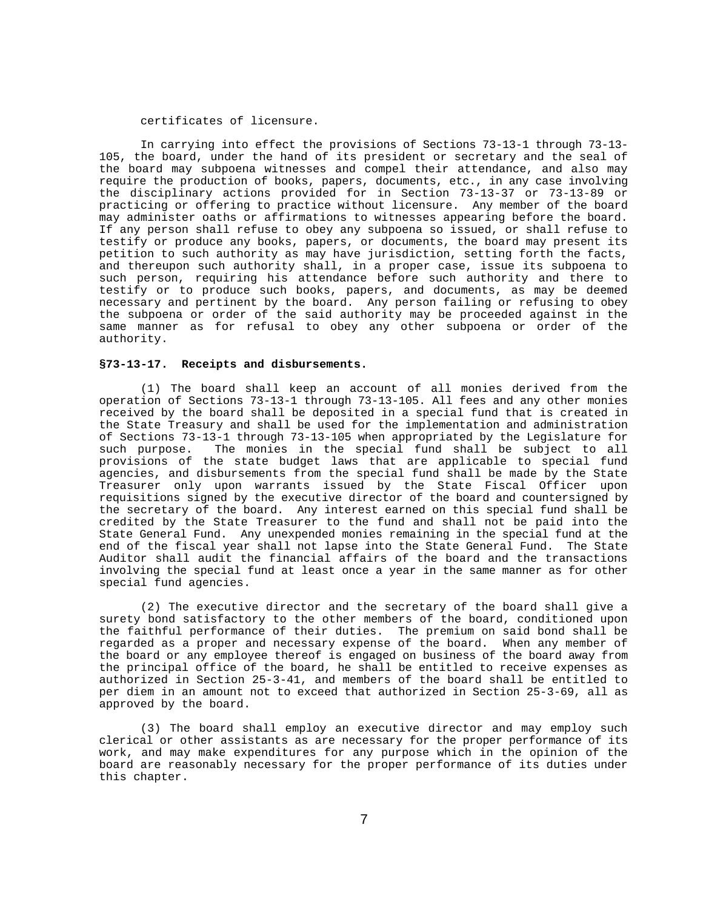certificates of licensure.

In carrying into effect the provisions of Sections 73-13-1 through 73-13-105, the board, under the hand of its president or secretary and the seal of the board may subpoena witnesses and compel their attendance, and also may require the production of books, papers, documents, etc., in any case involving the disciplinary actions provided for in Section 73-13-37 or 73-13-89 or practicing or offering to practice without licensure. Any member of the board may administer oaths or affirmations to witnesses appearing before the board. If any person shall refuse to obey any subpoena so issued, or shall refuse to testify or produce any books, papers, or documents, the board may present its petition to such authority as may have jurisdiction, setting forth the facts, and thereupon such authority shall, in a proper case, issue its subpoena to such person, requiring his attendance before such authority and there to testify or to produce such books, papers, and documents, as may be deemed necessary and pertinent by the board. Any person failing or refusing to obey the subpoena or order of the said authority may be proceeded against in the same manner as for refusal to obey any other subpoena or order of the authority.

**§73-13-17. Receipts and disbursements.**

(1) The board shall keep an account of all monies derived from the operation of Sections 73-13-1 through 73-13-105. All fees and any other monies received by the board shall be deposited in a special fund that is created in the State Treasury and shall be used for the implementation and administration of Sections 73-13-1 through 73-13-105 when appropriated by the Legislature for such purpose. The monies in the special fund shall be subject to all provisions of the state budget laws that are applicable to special fund agencies, and disbursements from the special fund shall be made by the State Treasurer only upon warrants issued by the State Fiscal Officer upon requisitions signed by the executive director of the board and countersigned by the secretary of the board. Any interest earned on this special fund shall be credited by the State Treasurer to the fund and shall not be paid into the State General Fund. Any unexpended monies remaining in the special fund at the end of the fiscal year shall not lapse into the State General Fund. The State Auditor shall audit the financial affairs of the board and the transactions involving the special fund at least once a year in the same manner as for other special fund agencies.

(2) The executive director and the secretary of the board shall give a surety bond satisfactory to the other members of the board, conditioned upon the faithful performance of their duties. The premium on said bond shall be regarded as a proper and necessary expense of the board. When any member of the board or any employee thereof is engaged on business of the board away from the principal office of the board, he shall be entitled to receive expenses as authorized in Section 25-3-41, and members of the board shall be entitled to per diem in an amount not to exceed that authorized in Section 25-3-69, all as approved by the board.

(3) The board shall employ an executive director and may employ such clerical or other assistants as are necessary for the proper performance of its work, and may make expenditures for any purpose which in the opinion of the board are reasonably necessary for the proper performance of its duties under this chapter.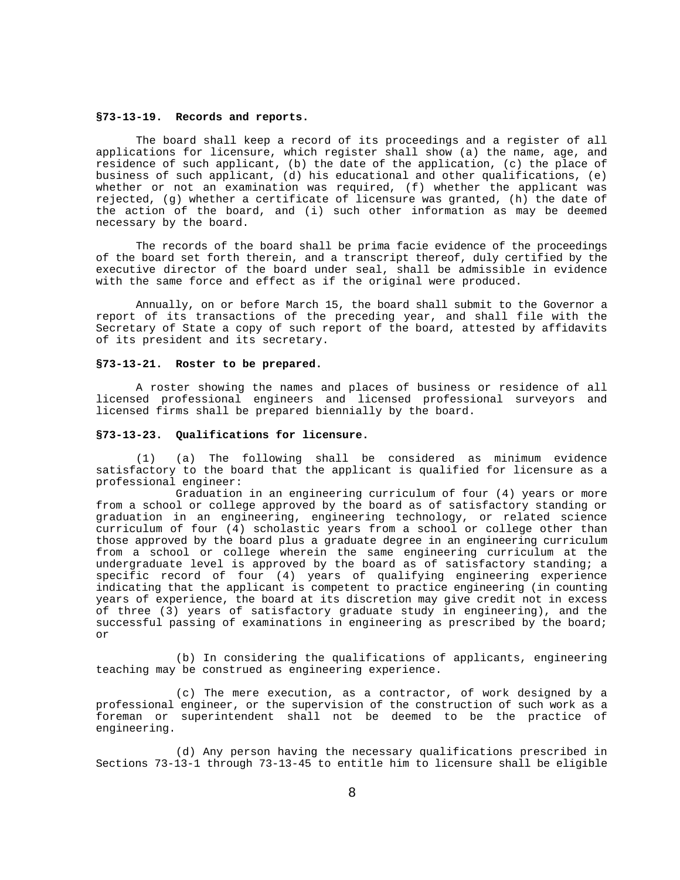**§73-13-19. Records and reports.**

The board shall keep a record of its proceedings and a register of all applications for licensure, which register shall show (a) the name, age, and residence of such applicant, (b) the date of the application, (c) the place of business of such applicant, (d) his educational and other qualifications, (e) whether or not an examination was required, (f) whether the applicant was rejected, (g) whether a certificate of licensure was granted, (h) the date of the action of the board, and (i) such other information as may be deemed necessary by the board.

The records of the board shall be prima facie evidence of the proceedings of the board set forth therein, and a transcript thereof, duly certified by the executive director of the board under seal, shall be admissible in evidence with the same force and effect as if the original were produced.

Annually, on or before March 15, the board shall submit to the Governor a report of its transactions of the preceding year, and shall file with the Secretary of State a copy of such report of the board, attested by affidavits of its president and its secretary.

**§73-13-21. Roster to be prepared.**

A roster showing the names and places of business or residence of all licensed professional engineers and licensed professional surveyors and licensed firms shall be prepared biennially by the board.

**§73-13-23. Qualifications for licensure.**

(1) (a) The following shall be considered as minimum evidence satisfactory to the board that the applicant is qualified for licensure as a professional engineer:

Graduation in an engineering curriculum of four (4) years or more from a school or college approved by the board as of satisfactory standing or graduation in an engineering, engineering technology, or related science curriculum of four (4) scholastic years from a school or college other than those approved by the board plus a graduate degree in an engineering curriculum from a school or college wherein the same engineering curriculum at the undergraduate level is approved by the board as of satisfactory standing; a specific record of four (4) years of qualifying engineering experience indicating that the applicant is competent to practice engineering (in counting years of experience, the board at its discretion may give credit not in excess of three (3) years of satisfactory graduate study in engineering), and the successful passing of examinations in engineering as prescribed by the board; or

(b) In considering the qualifications of applicants, engineering teaching may be construed as engineering experience.

(c) The mere execution, as a contractor, of work designed by a professional engineer, or the supervision of the construction of such work as a foreman or superintendent shall not be deemed to be the practice of engineering.

(d) Any person having the necessary qualifications prescribed in Sections 73-13-1 through 73-13-45 to entitle him to licensure shall be eligible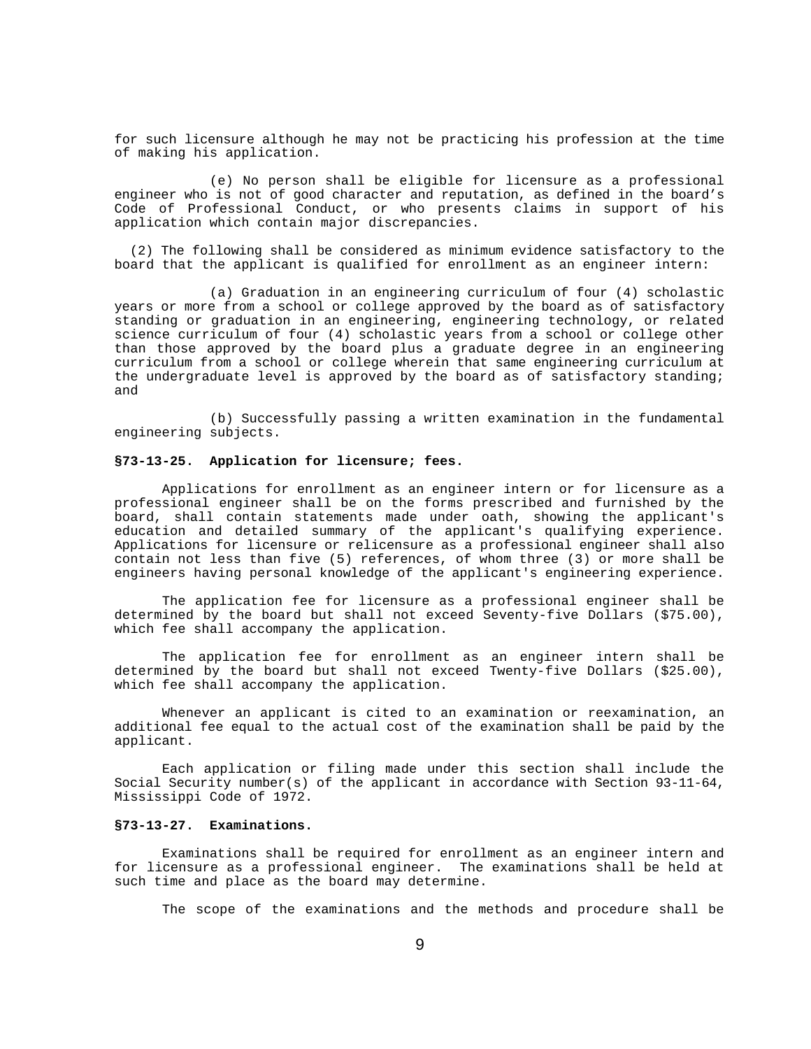for such licensure although he may not be practicing his profession at the time of making his application.

(e) No person shall be eligible for licensure as a professional engineer who is not of good character and reputation, as defined in the board's Code of Professional Conduct, or who presents claims in support of his application which contain major discrepancies.

(2) The following shall be considered as minimum evidence satisfactory to the board that the applicant is qualified for enrollment as an engineer intern:

(a) Graduation in an engineering curriculum of four (4) scholastic years or more from a school or college approved by the board as of satisfactory standing or graduation in an engineering, engineering technology, or related science curriculum of four (4) scholastic years from a school or college other than those approved by the board plus a graduate degree in an engineering curriculum from a school or college wherein that same engineering curriculum at the undergraduate level is approved by the board as of satisfactory standing; and

(b) Successfully passing a written examination in the fundamental engineering subjects.

**§73-13-25. Application for licensure; fees.**

Applications for enrollment as an engineer intern or for licensure as a professional engineer shall be on the forms prescribed and furnished by the board, shall contain statements made under oath, showing the applicant's education and detailed summary of the applicant's qualifying experience. Applications for licensure or relicensure as a professional engineer shall also contain not less than five (5) references, of whom three (3) or more shall be engineers having personal knowledge of the applicant's engineering experience.

The application fee for licensure as a professional engineer shall be determined by the board but shall not exceed Seventy-five Dollars ($75.00), which fee shall accompany the application.

The application fee for enrollment as an engineer intern shall be determined by the board but shall not exceed Twenty-five Dollars ($25.00), which fee shall accompany the application.

Whenever an applicant is cited to an examination or reexamination, an additional fee equal to the actual cost of the examination shall be paid by the applicant.

Each application or filing made under this section shall include the Social Security number(s) of the applicant in accordance with Section 93-11-64, Mississippi Code of 1972.

**§73-13-27. Examinations.**

Examinations shall be required for enrollment as an engineer intern and for licensure as a professional engineer. The examinations shall be held at such time and place as the board may determine.

The scope of the examinations and the methods and procedure shall be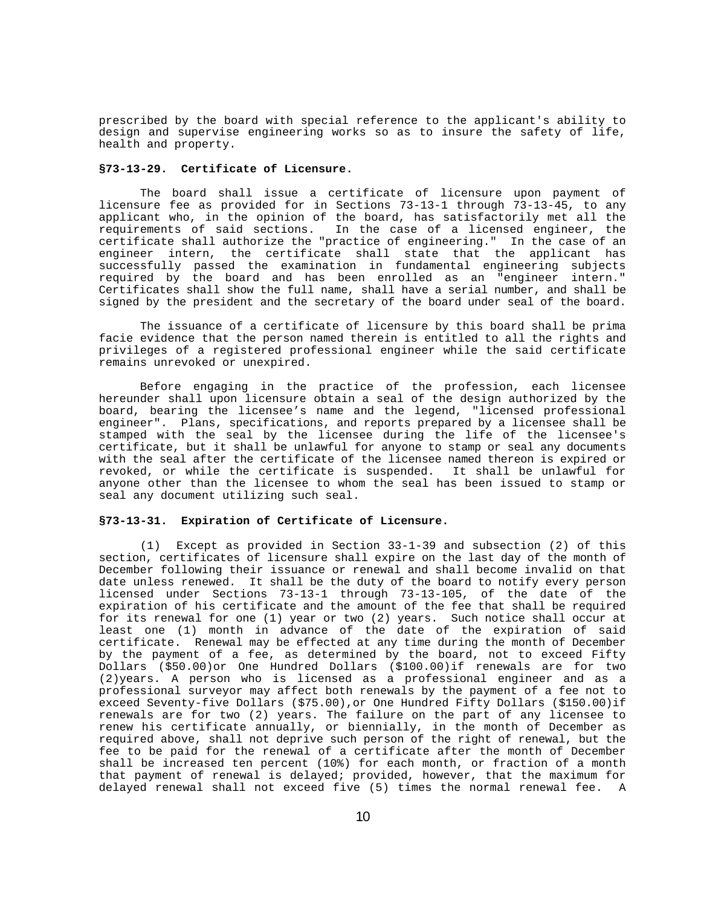prescribed by the board with special reference to the applicant's ability to design and supervise engineering works so as to insure the safety of life, health and property.

### §73-13-29. Certificate of Licensure.

The board shall issue a certificate of licensure upon payment of licensure fee as provided for in Sections 73-13-1 through 73-13-45, to any applicant who, in the opinion of the board, has satisfactorily met all the requirements of said sections. In the case of a licensed engineer, the certificate shall authorize the "practice of engineering." In the case of an engineer intern, the certificate shall state that the applicant has successfully passed the examination in fundamental engineering subjects required by the board and has been enrolled as an "engineer intern." Certificates shall show the full name, shall have a serial number, and shall be signed by the president and the secretary of the board under seal of the board.

The issuance of a certificate of licensure by this board shall be prima facie evidence that the person named therein is entitled to all the rights and privileges of a registered professional engineer while the said certificate remains unrevoked or unexpired.

Before engaging in the practice of the profession, each licensee hereunder shall upon licensure obtain a seal of the design authorized by the board, bearing the licensee's name and the legend, "licensed professional engineer". Plans, specifications, and reports prepared by a licensee shall be stamped with the seal by the licensee during the life of the licensee's certificate, but it shall be unlawful for anyone to stamp or seal any documents with the seal after the certificate of the licensee named thereon is expired or revoked, or while the certificate is suspended. It shall be unlawful for anyone other than the licensee to whom the seal has been issued to stamp or seal any document utilizing such seal.

### §73-13-31. Expiration of Certificate of Licensure.

(1) Except as provided in Section 33-1-39 and subsection (2) of this section, certificates of licensure shall expire on the last day of the month of December following their issuance or renewal and shall become invalid on that date unless renewed. It shall be the duty of the board to notify every person licensed under Sections 73-13-1 through 73-13-105, of the date of the expiration of his certificate and the amount of the fee that shall be required for its renewal for one (1) year or two (2) years. Such notice shall occur at least one (1) month in advance of the date of the expiration of said certificate. Renewal may be effected at any time during the month of December by the payment of a fee, as determined by the board, not to exceed Fifty Dollars ($50.00)or One Hundred Dollars ($100.00)if renewals are for two (2)years. A person who is licensed as a professional engineer and as a professional surveyor may affect both renewals by the payment of a fee not to exceed Seventy-five Dollars ($75.00),or One Hundred Fifty Dollars ($150.00)if renewals are for two (2) years. The failure on the part of any licensee to renew his certificate annually, or biennially, in the month of December as required above, shall not deprive such person of the right of renewal, but the fee to be paid for the renewal of a certificate after the month of December shall be increased ten percent (10%) for each month, or fraction of a month that payment of renewal is delayed; provided, however, that the maximum for delayed renewal shall not exceed five (5) times the normal renewal fee. A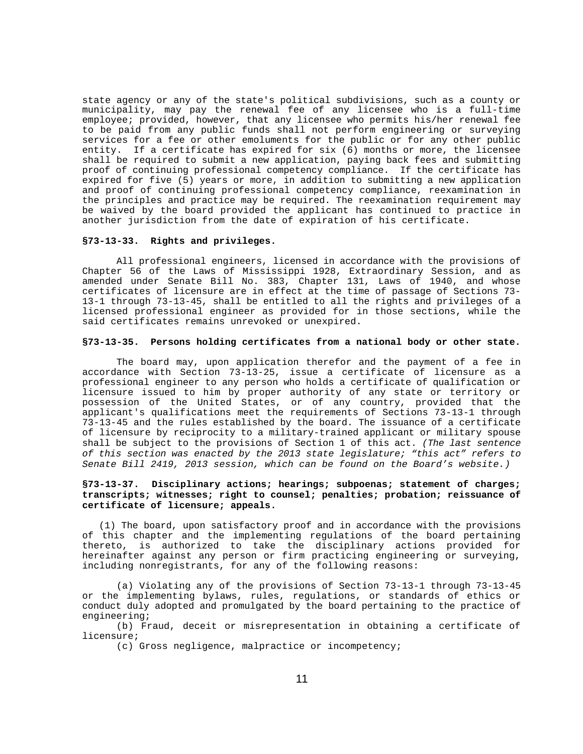state agency or any of the state's political subdivisions, such as a county or municipality, may pay the renewal fee of any licensee who is a full-time employee; provided, however, that any licensee who permits his/her renewal fee to be paid from any public funds shall not perform engineering or surveying services for a fee or other emoluments for the public or for any other public entity. If a certificate has expired for six (6) months or more, the licensee shall be required to submit a new application, paying back fees and submitting proof of continuing professional competency compliance. If the certificate has expired for five (5) years or more, in addition to submitting a new application and proof of continuing professional competency compliance, reexamination in the principles and practice may be required. The reexamination requirement may be waived by the board provided the applicant has continued to practice in another jurisdiction from the date of expiration of his certificate.

**§73-13-33. Rights and privileges.**

All professional engineers, licensed in accordance with the provisions of Chapter 56 of the Laws of Mississippi 1928, Extraordinary Session, and as amended under Senate Bill No. 383, Chapter 131, Laws of 1940, and whose certificates of licensure are in effect at the time of passage of Sections 73-13-1 through 73-13-45, shall be entitled to all the rights and privileges of a licensed professional engineer as provided for in those sections, while the said certificates remains unrevoked or unexpired.

**§73-13-35. Persons holding certificates from a national body or other state.**

The board may, upon application therefor and the payment of a fee in accordance with Section 73-13-25, issue a certificate of licensure as a professional engineer to any person who holds a certificate of qualification or licensure issued to him by proper authority of any state or territory or possession of the United States, or of any country, provided that the applicant's qualifications meet the requirements of Sections 73-13-1 through 73-13-45 and the rules established by the board. The issuance of a certificate of licensure by reciprocity to a military-trained applicant or military spouse shall be subject to the provisions of Section 1 of this act. *(The last sentence of this section was enacted by the 2013 state legislature; "this act" refers to Senate Bill 2419, 2013 session, which can be found on the Board's website.)*

**§73-13-37. Disciplinary actions; hearings; subpoenas; statement of charges; transcripts; witnesses; right to counsel; penalties; probation; reissuance of certificate of licensure; appeals.**

(1) The board, upon satisfactory proof and in accordance with the provisions of this chapter and the implementing regulations of the board pertaining thereto, is authorized to take the disciplinary actions provided for hereinafter against any person or firm practicing engineering or surveying, including nonregistrants, for any of the following reasons:

(a) Violating any of the provisions of Section 73-13-1 through 73-13-45 or the implementing bylaws, rules, regulations, or standards of ethics or conduct duly adopted and promulgated by the board pertaining to the practice of engineering;

(b) Fraud, deceit or misrepresentation in obtaining a certificate of licensure;

(c) Gross negligence, malpractice or incompetency;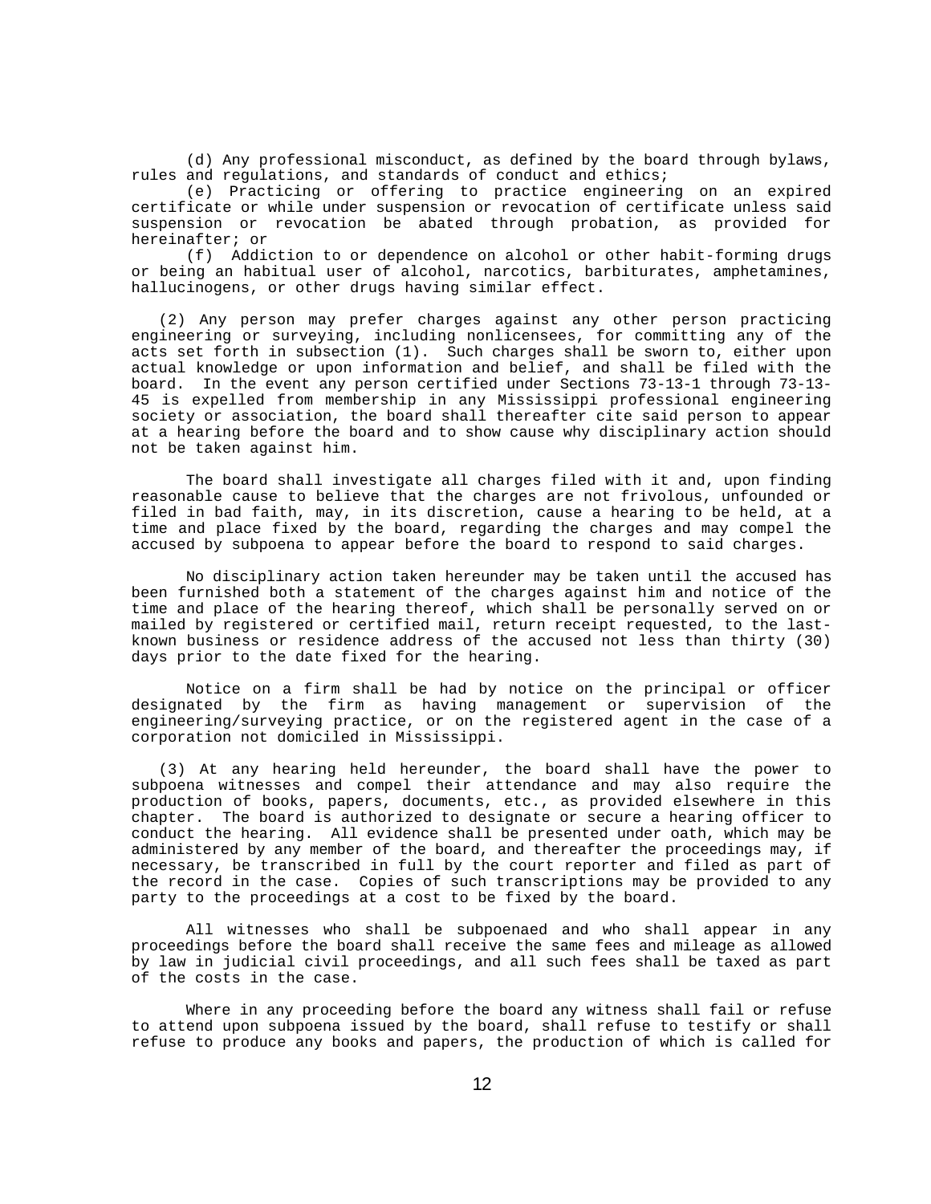(d) Any professional misconduct, as defined by the board through bylaws, rules and regulations, and standards of conduct and ethics;

(e) Practicing or offering to practice engineering on an expired certificate or while under suspension or revocation of certificate unless said suspension or revocation be abated through probation, as provided for hereinafter; or

(f) Addiction to or dependence on alcohol or other habit-forming drugs or being an habitual user of alcohol, narcotics, barbiturates, amphetamines, hallucinogens, or other drugs having similar effect.

(2) Any person may prefer charges against any other person practicing engineering or surveying, including nonlicensees, for committing any of the acts set forth in subsection (1). Such charges shall be sworn to, either upon actual knowledge or upon information and belief, and shall be filed with the board. In the event any person certified under Sections 73-13-1 through 73-13-45 is expelled from membership in any Mississippi professional engineering society or association, the board shall thereafter cite said person to appear at a hearing before the board and to show cause why disciplinary action should not be taken against him.

The board shall investigate all charges filed with it and, upon finding reasonable cause to believe that the charges are not frivolous, unfounded or filed in bad faith, may, in its discretion, cause a hearing to be held, at a time and place fixed by the board, regarding the charges and may compel the accused by subpoena to appear before the board to respond to said charges.

No disciplinary action taken hereunder may be taken until the accused has been furnished both a statement of the charges against him and notice of the time and place of the hearing thereof, which shall be personally served on or mailed by registered or certified mail, return receipt requested, to the last-known business or residence address of the accused not less than thirty (30) days prior to the date fixed for the hearing.

Notice on a firm shall be had by notice on the principal or officer designated by the firm as having management or supervision of the engineering/surveying practice, or on the registered agent in the case of a corporation not domiciled in Mississippi.

(3) At any hearing held hereunder, the board shall have the power to subpoena witnesses and compel their attendance and may also require the production of books, papers, documents, etc., as provided elsewhere in this chapter. The board is authorized to designate or secure a hearing officer to conduct the hearing. All evidence shall be presented under oath, which may be administered by any member of the board, and thereafter the proceedings may, if necessary, be transcribed in full by the court reporter and filed as part of the record in the case. Copies of such transcriptions may be provided to any party to the proceedings at a cost to be fixed by the board.

All witnesses who shall be subpoenaed and who shall appear in any proceedings before the board shall receive the same fees and mileage as allowed by law in judicial civil proceedings, and all such fees shall be taxed as part of the costs in the case.

Where in any proceeding before the board any witness shall fail or refuse to attend upon subpoena issued by the board, shall refuse to testify or shall refuse to produce any books and papers, the production of which is called for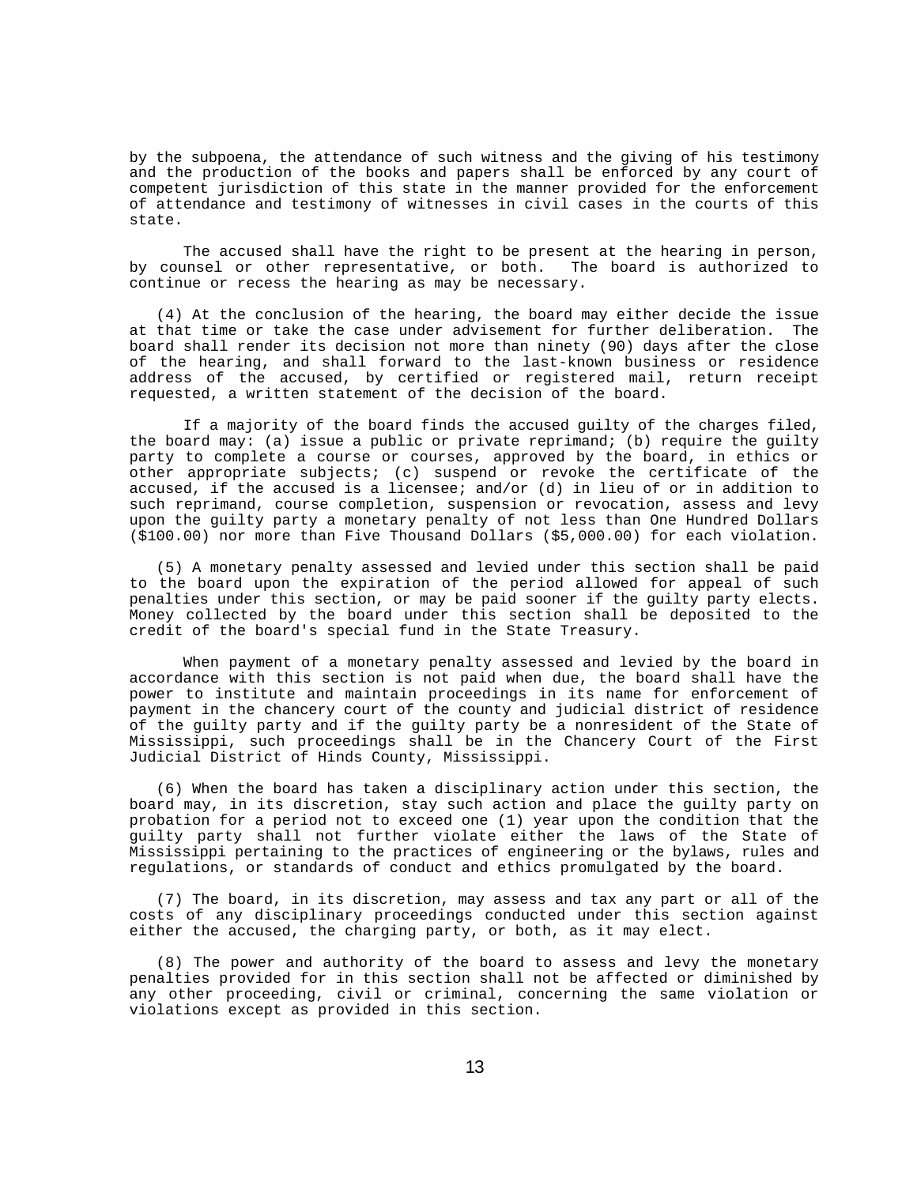by the subpoena, the attendance of such witness and the giving of his testimony and the production of the books and papers shall be enforced by any court of competent jurisdiction of this state in the manner provided for the enforcement of attendance and testimony of witnesses in civil cases in the courts of this state.

The accused shall have the right to be present at the hearing in person, by counsel or other representative, or both. The board is authorized to continue or recess the hearing as may be necessary.

(4) At the conclusion of the hearing, the board may either decide the issue at that time or take the case under advisement for further deliberation. The board shall render its decision not more than ninety (90) days after the close of the hearing, and shall forward to the last-known business or residence address of the accused, by certified or registered mail, return receipt requested, a written statement of the decision of the board.

If a majority of the board finds the accused guilty of the charges filed, the board may: (a) issue a public or private reprimand; (b) require the guilty party to complete a course or courses, approved by the board, in ethics or other appropriate subjects; (c) suspend or revoke the certificate of the accused, if the accused is a licensee; and/or (d) in lieu of or in addition to such reprimand, course completion, suspension or revocation, assess and levy upon the guilty party a monetary penalty of not less than One Hundred Dollars ($100.00) nor more than Five Thousand Dollars ($5,000.00) for each violation.

(5) A monetary penalty assessed and levied under this section shall be paid to the board upon the expiration of the period allowed for appeal of such penalties under this section, or may be paid sooner if the guilty party elects. Money collected by the board under this section shall be deposited to the credit of the board's special fund in the State Treasury.

When payment of a monetary penalty assessed and levied by the board in accordance with this section is not paid when due, the board shall have the power to institute and maintain proceedings in its name for enforcement of payment in the chancery court of the county and judicial district of residence of the guilty party and if the guilty party be a nonresident of the State of Mississippi, such proceedings shall be in the Chancery Court of the First Judicial District of Hinds County, Mississippi.

(6) When the board has taken a disciplinary action under this section, the board may, in its discretion, stay such action and place the guilty party on probation for a period not to exceed one (1) year upon the condition that the guilty party shall not further violate either the laws of the State of Mississippi pertaining to the practices of engineering or the bylaws, rules and regulations, or standards of conduct and ethics promulgated by the board.

(7) The board, in its discretion, may assess and tax any part or all of the costs of any disciplinary proceedings conducted under this section against either the accused, the charging party, or both, as it may elect.

(8) The power and authority of the board to assess and levy the monetary penalties provided for in this section shall not be affected or diminished by any other proceeding, civil or criminal, concerning the same violation or violations except as provided in this section.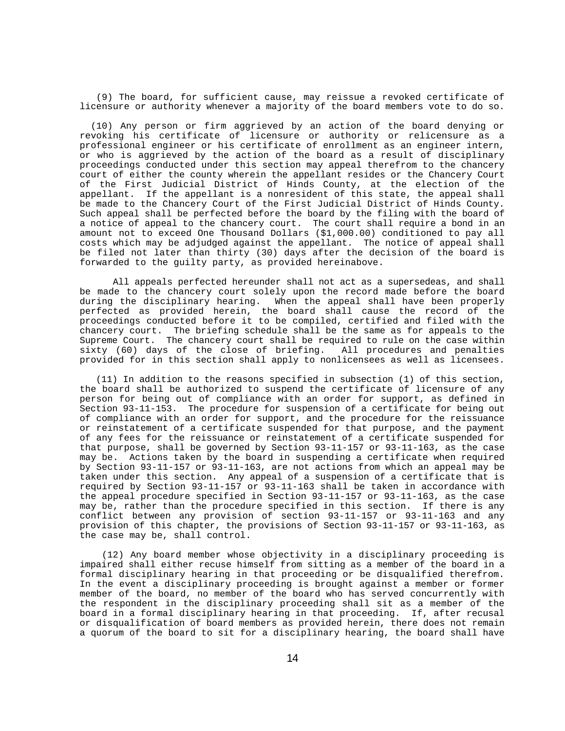(9) The board, for sufficient cause, may reissue a revoked certificate of licensure or authority whenever a majority of the board members vote to do so.

(10) Any person or firm aggrieved by an action of the board denying or revoking his certificate of licensure or authority or relicensure as a professional engineer or his certificate of enrollment as an engineer intern, or who is aggrieved by the action of the board as a result of disciplinary proceedings conducted under this section may appeal therefrom to the chancery court of either the county wherein the appellant resides or the Chancery Court of the First Judicial District of Hinds County, at the election of the appellant. If the appellant is a nonresident of this state, the appeal shall be made to the Chancery Court of the First Judicial District of Hinds County. Such appeal shall be perfected before the board by the filing with the board of a notice of appeal to the chancery court. The court shall require a bond in an amount not to exceed One Thousand Dollars ($1,000.00) conditioned to pay all costs which may be adjudged against the appellant. The notice of appeal shall be filed not later than thirty (30) days after the decision of the board is forwarded to the guilty party, as provided hereinabove.

All appeals perfected hereunder shall not act as a supersedeas, and shall be made to the chancery court solely upon the record made before the board during the disciplinary hearing. When the appeal shall have been properly perfected as provided herein, the board shall cause the record of the proceedings conducted before it to be compiled, certified and filed with the chancery court. The briefing schedule shall be the same as for appeals to the Supreme Court. The chancery court shall be required to rule on the case within sixty (60) days of the close of briefing. All procedures and penalties provided for in this section shall apply to nonlicensees as well as licensees.

(11) In addition to the reasons specified in subsection (1) of this section, the board shall be authorized to suspend the certificate of licensure of any person for being out of compliance with an order for support, as defined in Section 93-11-153. The procedure for suspension of a certificate for being out of compliance with an order for support, and the procedure for the reissuance or reinstatement of a certificate suspended for that purpose, and the payment of any fees for the reissuance or reinstatement of a certificate suspended for that purpose, shall be governed by Section 93-11-157 or 93-11-163, as the case may be. Actions taken by the board in suspending a certificate when required by Section 93-11-157 or 93-11-163, are not actions from which an appeal may be taken under this section. Any appeal of a suspension of a certificate that is required by Section 93-11-157 or 93-11-163 shall be taken in accordance with the appeal procedure specified in Section 93-11-157 or 93-11-163, as the case may be, rather than the procedure specified in this section. If there is any conflict between any provision of section 93-11-157 or 93-11-163 and any provision of this chapter, the provisions of Section 93-11-157 or 93-11-163, as the case may be, shall control.

(12) Any board member whose objectivity in a disciplinary proceeding is impaired shall either recuse himself from sitting as a member of the board in a formal disciplinary hearing in that proceeding or be disqualified therefrom. In the event a disciplinary proceeding is brought against a member or former member of the board, no member of the board who has served concurrently with the respondent in the disciplinary proceeding shall sit as a member of the board in a formal disciplinary hearing in that proceeding. If, after recusal or disqualification of board members as provided herein, there does not remain a quorum of the board to sit for a disciplinary hearing, the board shall have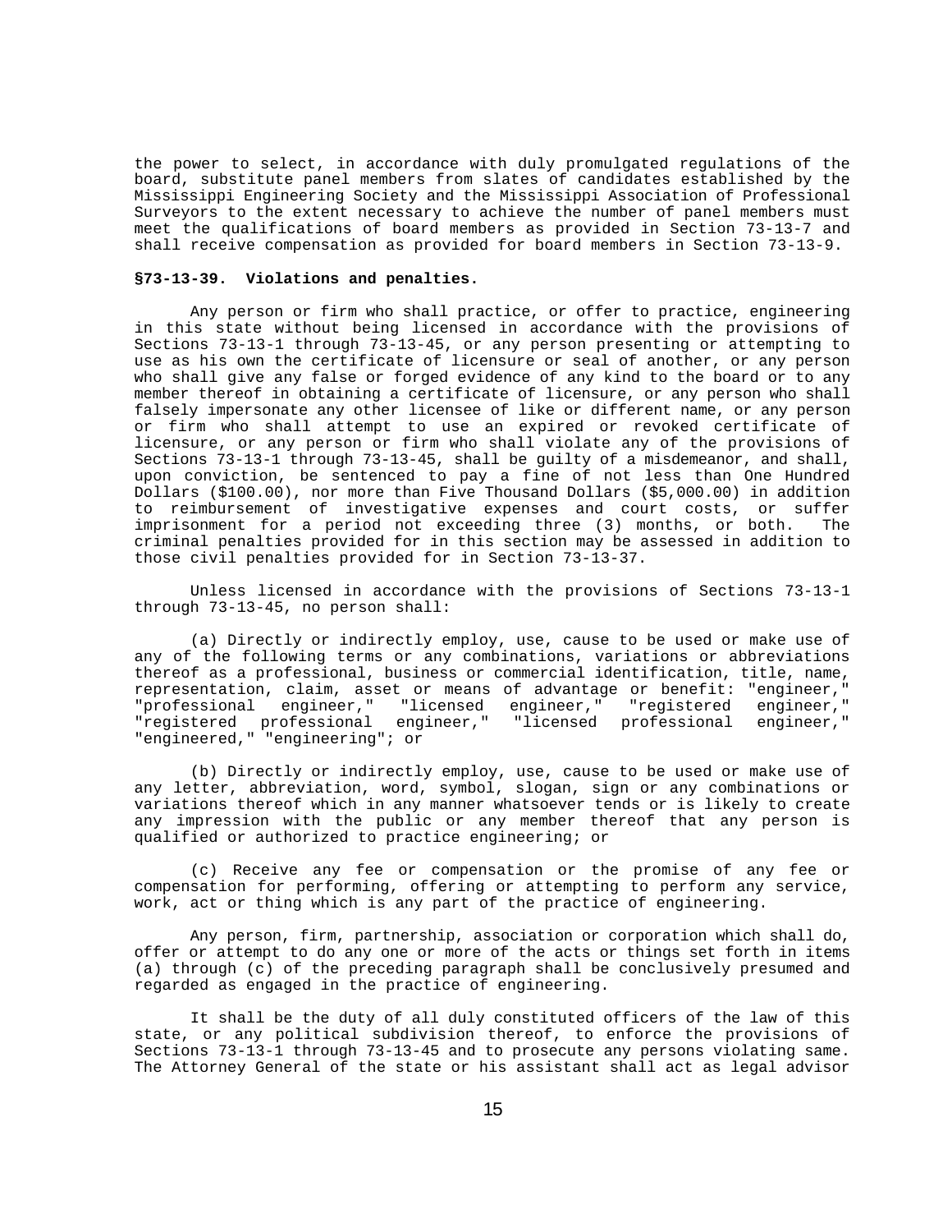the power to select, in accordance with duly promulgated regulations of the board, substitute panel members from slates of candidates established by the Mississippi Engineering Society and the Mississippi Association of Professional Surveyors to the extent necessary to achieve the number of panel members necessary to hear and determine the matter. Such substitute panel members must meet the qualifications of board members as provided in Section 73-13-7 and shall receive compensation as provided for board members in Section 73-13-9.

### §73-13-39. Violations and penalties.

Any person or firm who shall practice, or offer to practice, engineering in this state without being licensed in accordance with the provisions of Sections 73-13-1 through 73-13-45, or any person presenting or attempting to use as his own the certificate of licensure or seal of another, or any person who shall give any false or forged evidence of any kind to the board or to any member thereof in obtaining a certificate of licensure, or any person who shall falsely impersonate any other licensee of like or different name, or any person or firm who shall attempt to use an expired or revoked certificate of licensure, or any person or firm who shall violate any of the provisions of Sections 73-13-1 through 73-13-45, shall be guilty of a misdemeanor, and shall, upon conviction, be sentenced to pay a fine of not less than One Hundred Dollars ($100.00), nor more than Five Thousand Dollars ($5,000.00) in addition to reimbursement of investigative expenses and court costs, or suffer imprisonment for a period not exceeding three (3) months, or both. The criminal penalties provided for in this section may be assessed in addition to those civil penalties provided for in Section 73-13-37.

Unless licensed in accordance with the provisions of Sections 73-13-1 through 73-13-45, no person shall:

(a) Directly or indirectly employ, use, cause to be used or make use of any of the following terms or any combinations, variations or abbreviations thereof as a professional, business or commercial identification, title, name, representation, claim, asset or means of advantage or benefit: "engineer," "professional engineer," "licensed engineer," "registered engineer," "registered professional engineer," "licensed professional engineer," "engineered," "engineering"; or

(b) Directly or indirectly employ, use, cause to be used or make use of any letter, abbreviation, word, symbol, slogan, sign or any combinations or variations thereof which in any manner whatsoever tends or is likely to create any impression with the public or any member thereof that any person is qualified or authorized to practice engineering; or

(c) Receive any fee or compensation or the promise of any fee or compensation for performing, offering or attempting to perform any service, work, act or thing which is any part of the practice of engineering.

Any person, firm, partnership, association or corporation which shall do, offer or attempt to do any one or more of the acts or things set forth in items (a) through (c) of the preceding paragraph shall be conclusively presumed and regarded as engaged in the practice of engineering.

It shall be the duty of all duly constituted officers of the law of this state, or any political subdivision thereof, to enforce the provisions of Sections 73-13-1 through 73-13-45 and to prosecute any persons violating same. The Attorney General of the state or his assistant shall act as legal advisor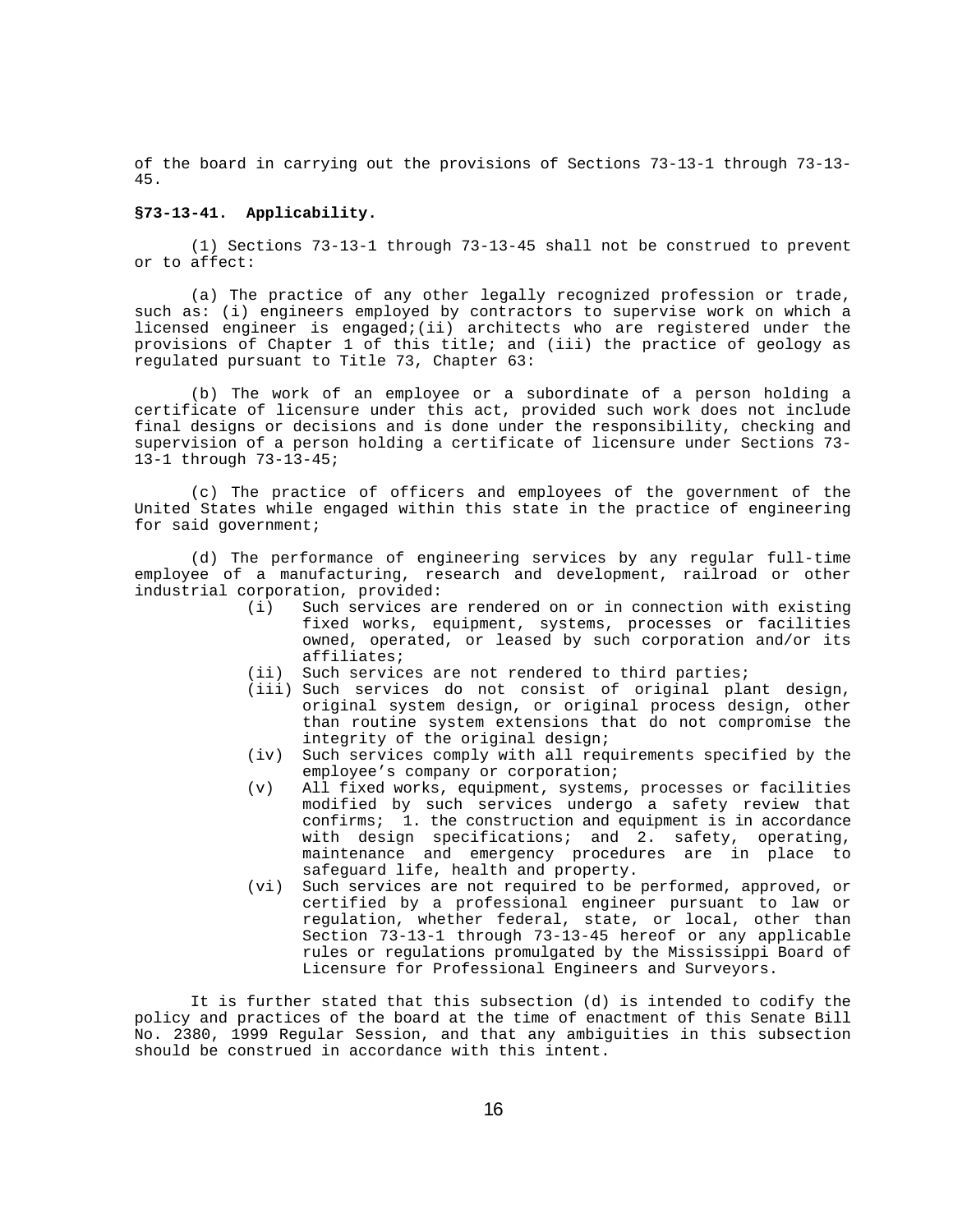of the board in carrying out the provisions of Sections 73-13-1 through 73-13-45.

**§73-13-41. Applicability.**

(1) Sections 73-13-1 through 73-13-45 shall not be construed to prevent or to affect:

(a) The practice of any other legally recognized profession or trade, such as: (i) engineers employed by contractors to supervise work on which a licensed engineer is engaged;(ii) architects who are registered under the provisions of Chapter 1 of this title; and (iii) the practice of geology as regulated pursuant to Title 73, Chapter 63:

(b) The work of an employee or a subordinate of a person holding a certificate of licensure under this act, provided such work does not include final designs or decisions and is done under the responsibility, checking and supervision of a person holding a certificate of licensure under Sections 73-13-1 through 73-13-45;

(c) The practice of officers and employees of the government of the United States while engaged within this state in the practice of engineering for said government;

(d) The performance of engineering services by any regular full-time employee of a manufacturing, research and development, railroad or other industrial corporation, provided:

- (i) Such services are rendered on or in connection with existing fixed works, equipment, systems, processes or facilities owned, operated, or leased by such corporation and/or its affiliates;
- (ii) Such services are not rendered to third parties;
- (iii) Such services do not consist of original plant design, original system design, or original process design, other than routine system extensions that do not compromise the integrity of the original design;
- (iv) Such services comply with all requirements specified by the employee's company or corporation;
- (v) All fixed works, equipment, systems, processes or facilities modified by such services undergo a safety review that confirms; 1. the construction and equipment is in accordance with design specifications; and 2. safety, operating, maintenance and emergency procedures are in place to safeguard life, health and property.
- (vi) Such services are not required to be performed, approved, or certified by a professional engineer pursuant to law or regulation, whether federal, state, or local, other than Section 73-13-1 through 73-13-45 hereof or any applicable rules or regulations promulgated by the Mississippi Board of Licensure for Professional Engineers and Surveyors.

It is further stated that this subsection (d) is intended to codify the policy and practices of the board at the time of enactment of this Senate Bill No. 2380, 1999 Regular Session, and that any ambiguities in this subsection should be construed in accordance with this intent.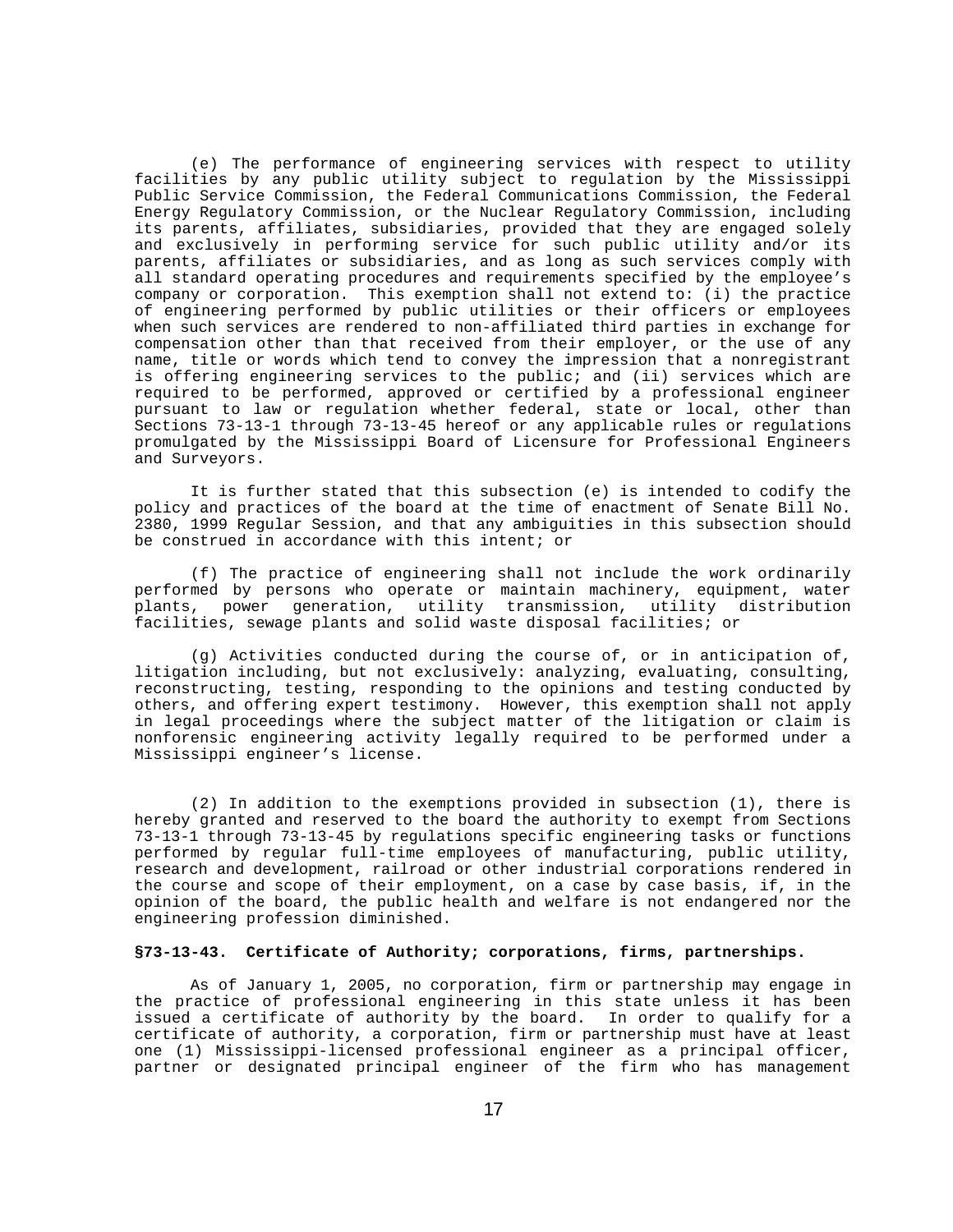(e) The performance of engineering services with respect to utility facilities by any public utility subject to regulation by the Mississippi Public Service Commission, the Federal Communications Commission, the Federal Energy Regulatory Commission, or the Nuclear Regulatory Commission, including its parents, affiliates, subsidiaries, provided that they are engaged solely and exclusively in performing service for such public utility and/or its parents, affiliates or subsidiaries, and as long as such services comply with all standard operating procedures and requirements specified by the employee's company or corporation. This exemption shall not extend to: (i) the practice of engineering performed by public utilities or their officers or employees when such services are rendered to non-affiliated third parties in exchange for compensation other than that received from their employer, or the use of any name, title or words which tend to convey the impression that a nonregistrant is offering engineering services to the public; and (ii) services which are required to be performed, approved or certified by a professional engineer pursuant to law or regulation whether federal, state or local, other than Sections 73-13-1 through 73-13-45 hereof or any applicable rules or regulations promulgated by the Mississippi Board of Licensure for Professional Engineers and Surveyors.

It is further stated that this subsection (e) is intended to codify the policy and practices of the board at the time of enactment of Senate Bill No. 2380, 1999 Regular Session, and that any ambiguities in this subsection should be construed in accordance with this intent; or

(f) The practice of engineering shall not include the work ordinarily performed by persons who operate or maintain machinery, equipment, water plants, power generation, utility transmission, utility distribution facilities, sewage plants and solid waste disposal facilities; or

(g) Activities conducted during the course of, or in anticipation of, litigation including, but not exclusively: analyzing, evaluating, consulting, reconstructing, testing, responding to the opinions and testing conducted by others, and offering expert testimony. However, this exemption shall not apply in legal proceedings where the subject matter of the litigation or claim is nonforensic engineering activity legally required to be performed under a Mississippi engineer's license.

(2) In addition to the exemptions provided in subsection (1), there is hereby granted and reserved to the board the authority to exempt from Sections 73-13-1 through 73-13-45 by regulations specific engineering tasks or functions performed by regular full-time employees of manufacturing, public utility, research and development, railroad or other industrial corporations rendered in the course and scope of their employment, on a case by case basis, if, in the opinion of the board, the public health and welfare is not endangered nor the engineering profession diminished.

**§73-13-43. Certificate of Authority; corporations, firms, partnerships.**

As of January 1, 2005, no corporation, firm or partnership may engage in the practice of professional engineering in this state unless it has been issued a certificate of authority by the board. In order to qualify for a certificate of authority, a corporation, firm or partnership must have at least one (1) Mississippi-licensed professional engineer as a principal officer, partner or designated principal engineer of the firm who has management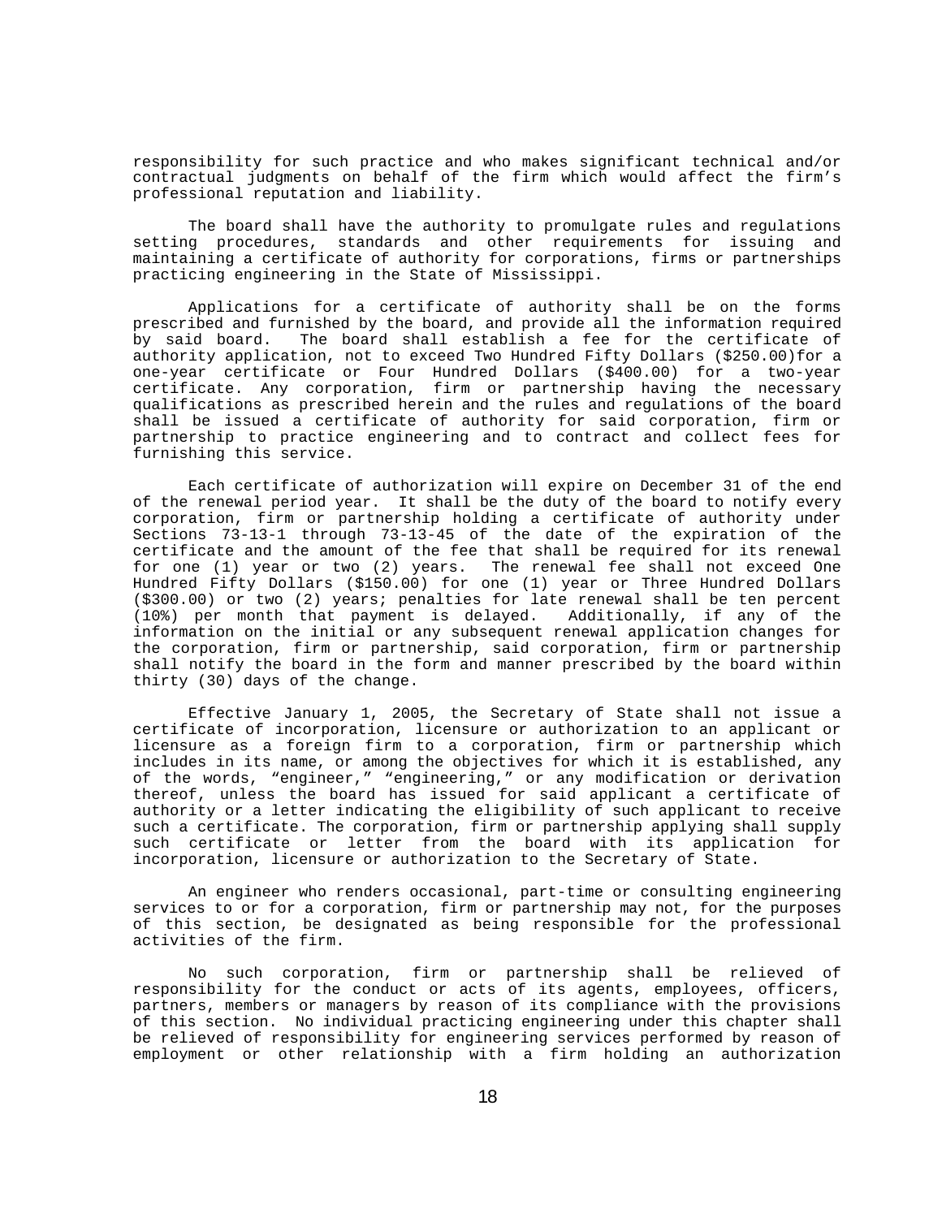responsibility for such practice and who makes significant technical and/or contractual judgments on behalf of the firm which would affect the firm's professional reputation and liability.

The board shall have the authority to promulgate rules and regulations setting procedures, standards and other requirements for issuing and maintaining a certificate of authority for corporations, firms or partnerships practicing engineering in the State of Mississippi.

Applications for a certificate of authority shall be on the forms prescribed and furnished by the board, and provide all the information required by said board. The board shall establish a fee for the certificate of authority application, not to exceed Two Hundred Fifty Dollars ($250.00)for a one-year certificate or Four Hundred Dollars ($400.00) for a two-year certificate. Any corporation, firm or partnership having the necessary qualifications as prescribed herein and the rules and regulations of the board shall be issued a certificate of authority for said corporation, firm or partnership to practice engineering and to contract and collect fees for furnishing this service.

Each certificate of authorization will expire on December 31 of the end of the renewal period year. It shall be the duty of the board to notify every corporation, firm or partnership holding a certificate of authority under Sections 73-13-1 through 73-13-45 of the date of the expiration of the certificate and the amount of the fee that shall be required for its renewal for one (1) year or two (2) years. The renewal fee shall not exceed One Hundred Fifty Dollars ($150.00) for one (1) year or Three Hundred Dollars ($300.00) or two (2) years; penalties for late renewal shall be ten percent (10%) per month that payment is delayed. Additionally, if any of the information on the initial or any subsequent renewal application changes for the corporation, firm or partnership, said corporation, firm or partnership shall notify the board in the form and manner prescribed by the board within thirty (30) days of the change.

Effective January 1, 2005, the Secretary of State shall not issue a certificate of incorporation, licensure or authorization to an applicant or licensure as a foreign firm to a corporation, firm or partnership which includes in its name, or among the objectives for which it is established, any of the words, "engineer," "engineering," or any modification or derivation thereof, unless the board has issued for said applicant a certificate of authority or a letter indicating the eligibility of such applicant to receive such a certificate. The corporation, firm or partnership applying shall supply such certificate or letter from the board with its application for incorporation, licensure or authorization to the Secretary of State.

An engineer who renders occasional, part-time or consulting engineering services to or for a corporation, firm or partnership may not, for the purposes of this section, be designated as being responsible for the professional activities of the firm.

No such corporation, firm or partnership shall be relieved of responsibility for the conduct or acts of its agents, employees, officers, partners, members or managers by reason of its compliance with the provisions of this section. No individual practicing engineering under this chapter shall be relieved of responsibility for engineering services performed by reason of employment or other relationship with a firm holding an authorization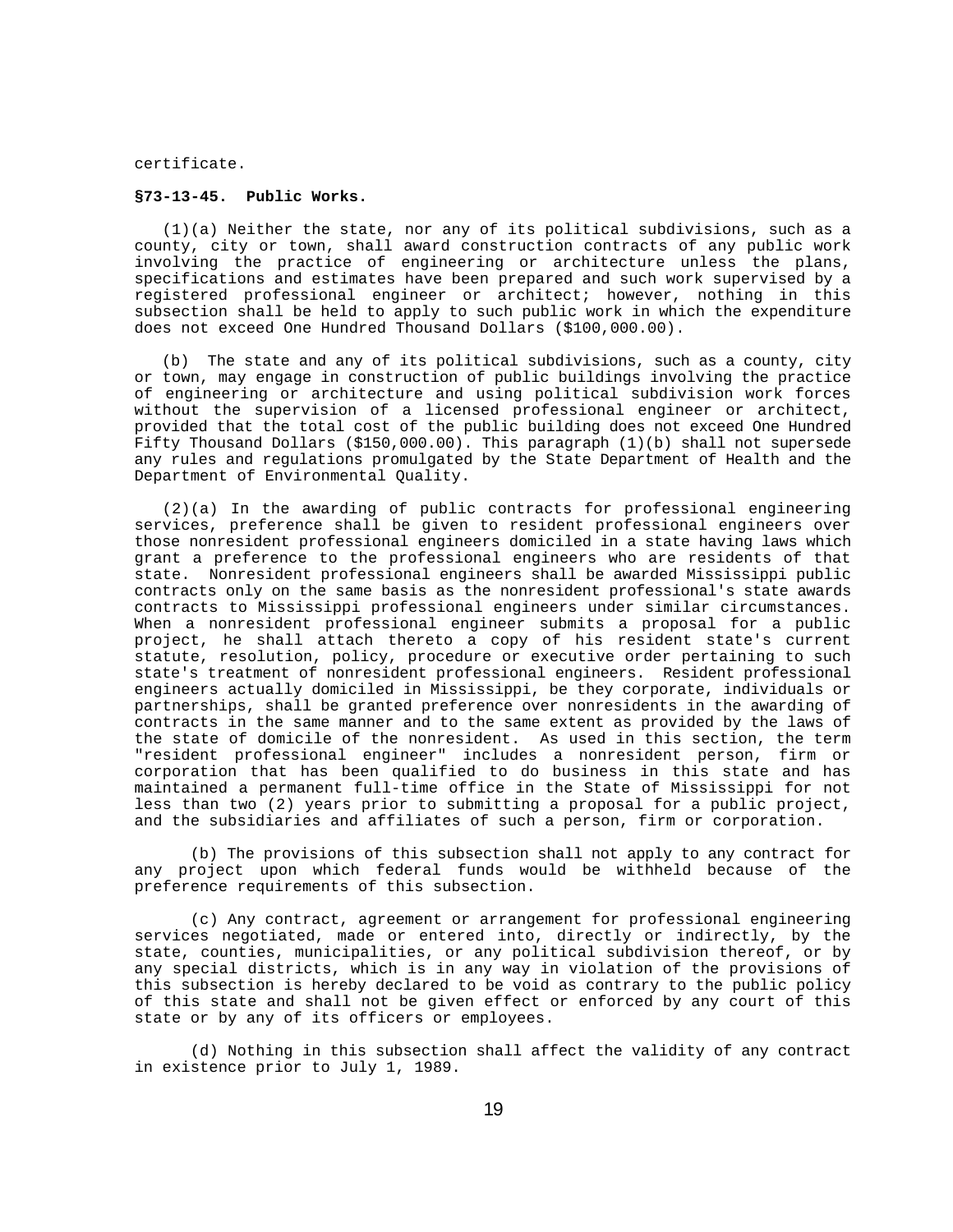certificate.

**§73-13-45. Public Works.**

(1)(a) Neither the state, nor any of its political subdivisions, such as a county, city or town, shall award construction contracts of any public work involving the practice of engineering or architecture unless the plans, specifications and estimates have been prepared and such work supervised by a registered professional engineer or architect; however, nothing in this subsection shall be held to apply to such public work in which the expenditure does not exceed One Hundred Thousand Dollars ($100,000.00).

(b) The state and any of its political subdivisions, such as a county, city or town, may engage in construction of public buildings involving the practice of engineering or architecture and using political subdivision work forces without the supervision of a licensed professional engineer or architect, provided that the total cost of the public building does not exceed One Hundred Fifty Thousand Dollars ($150,000.00). This paragraph (1)(b) shall not supersede any rules and regulations promulgated by the State Department of Health and the Department of Environmental Quality.

(2)(a) In the awarding of public contracts for professional engineering services, preference shall be given to resident professional engineers over those nonresident professional engineers domiciled in a state having laws which grant a preference to the professional engineers who are residents of that state. Nonresident professional engineers shall be awarded Mississippi public contracts only on the same basis as the nonresident professional's state awards contracts to Mississippi professional engineers under similar circumstances. When a nonresident professional engineer submits a proposal for a public project, he shall attach thereto a copy of his resident state's current statute, resolution, policy, procedure or executive order pertaining to such state's treatment of nonresident professional engineers. Resident professional engineers actually domiciled in Mississippi, be they corporate, individuals or partnerships, shall be granted preference over nonresidents in the awarding of contracts in the same manner and to the same extent as provided by the laws of the state of domicile of the nonresident. As used in this section, the term "resident professional engineer" includes a nonresident person, firm or corporation that has been qualified to do business in this state and has maintained a permanent full-time office in the State of Mississippi for not less than two (2) years prior to submitting a proposal for a public project, and the subsidiaries and affiliates of such a person, firm or corporation.

(b) The provisions of this subsection shall not apply to any contract for any project upon which federal funds would be withheld because of the preference requirements of this subsection.

(c) Any contract, agreement or arrangement for professional engineering services negotiated, made or entered into, directly or indirectly, by the state, counties, municipalities, or any political subdivision thereof, or by any special districts, which is in any way in violation of the provisions of this subsection is hereby declared to be void as contrary to the public policy of this state and shall not be given effect or enforced by any court of this state or by any of its officers or employees.

(d) Nothing in this subsection shall affect the validity of any contract in existence prior to July 1, 1989.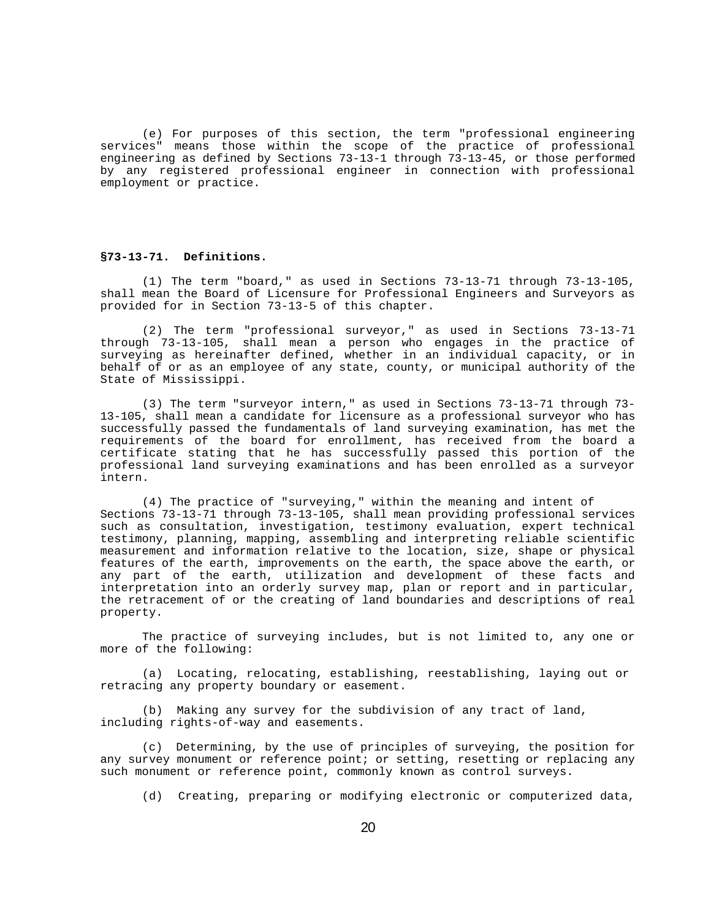(e) For purposes of this section, the term "professional engineering services" means those within the scope of the practice of professional engineering as defined by Sections 73-13-1 through 73-13-45, or those performed by any registered professional engineer in connection with professional employment or practice.

**§73-13-71. Definitions.**

(1) The term "board," as used in Sections 73-13-71 through 73-13-105, shall mean the Board of Licensure for Professional Engineers and Surveyors as provided for in Section 73-13-5 of this chapter.

(2) The term "professional surveyor," as used in Sections 73-13-71 through 73-13-105, shall mean a person who engages in the practice of surveying as hereinafter defined, whether in an individual capacity, or in behalf of or as an employee of any state, county, or municipal authority of the State of Mississippi.

(3) The term "surveyor intern," as used in Sections 73-13-71 through 73-13-105, shall mean a candidate for licensure as a professional surveyor who has successfully passed the fundamentals of land surveying examination, has met the requirements of the board for enrollment, has received from the board a certificate stating that he has successfully passed this portion of the professional land surveying examinations and has been enrolled as a surveyor intern.

(4) The practice of "surveying," within the meaning and intent of Sections 73-13-71 through 73-13-105, shall mean providing professional services such as consultation, investigation, testimony evaluation, expert technical testimony, planning, mapping, assembling and interpreting reliable scientific measurement and information relative to the location, size, shape or physical features of the earth, improvements on the earth, the space above the earth, or any part of the earth, utilization and development of these facts and interpretation into an orderly survey map, plan or report and in particular, the retracement of or the creating of land boundaries and descriptions of real property.

The practice of surveying includes, but is not limited to, any one or more of the following:

(a) Locating, relocating, establishing, reestablishing, laying out or retracing any property boundary or easement.

(b) Making any survey for the subdivision of any tract of land, including rights-of-way and easements.

(c) Determining, by the use of principles of surveying, the position for any survey monument or reference point; or setting, resetting or replacing any such monument or reference point, commonly known as control surveys.

(d) Creating, preparing or modifying electronic or computerized data,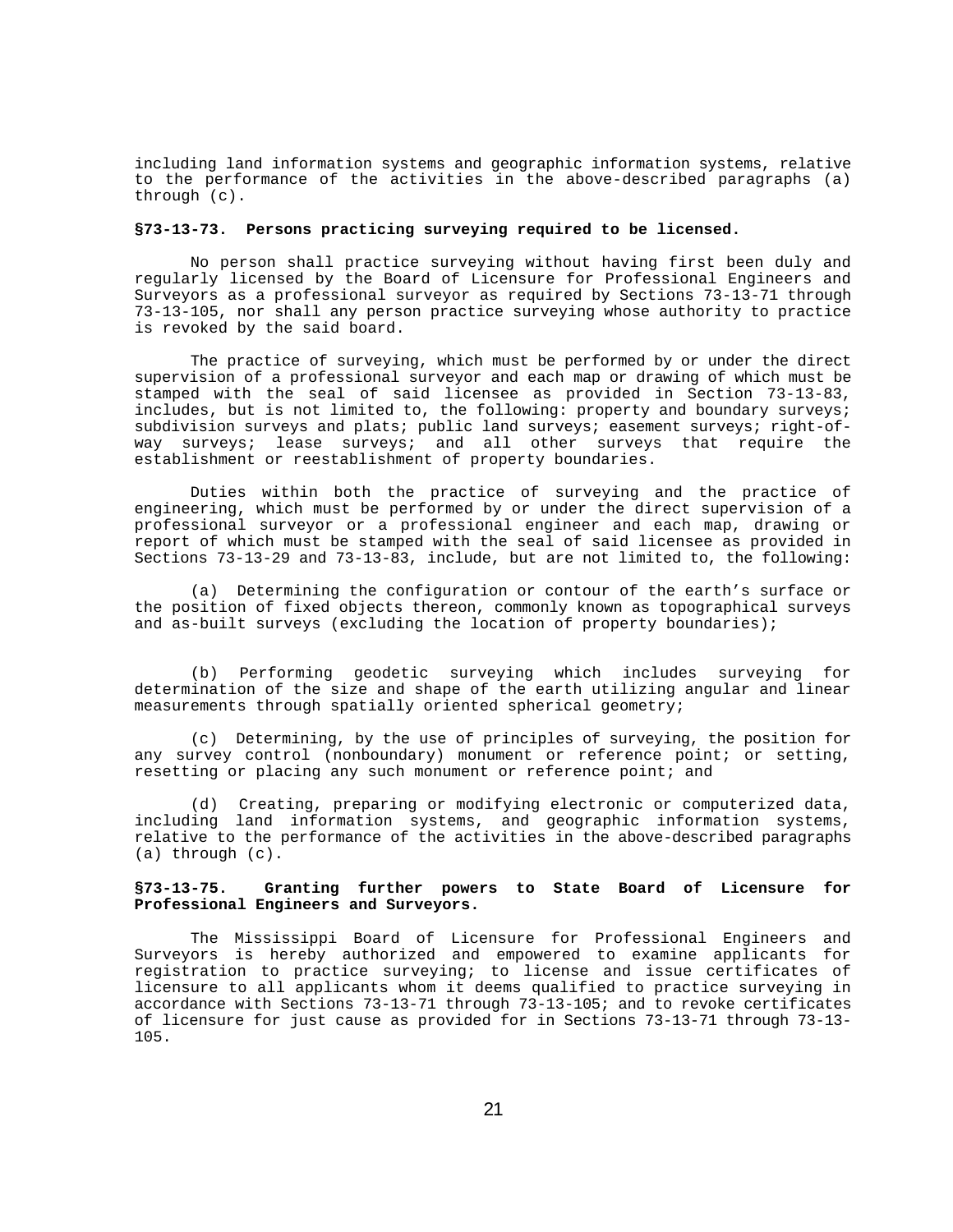including land information systems and geographic information systems, relative to the performance of the activities in the above-described paragraphs (a) through (c).

**§73-13-73. Persons practicing surveying required to be licensed.**

No person shall practice surveying without having first been duly and regularly licensed by the Board of Licensure for Professional Engineers and Surveyors as a professional surveyor as required by Sections 73-13-71 through 73-13-105, nor shall any person practice surveying whose authority to practice is revoked by the said board.

The practice of surveying, which must be performed by or under the direct supervision of a professional surveyor and each map or drawing of which must be stamped with the seal of said licensee as provided in Section 73-13-83, includes, but is not limited to, the following: property and boundary surveys; subdivision surveys and plats; public land surveys; easement surveys; right-of-way surveys; lease surveys; and all other surveys that require the establishment or reestablishment of property boundaries.

Duties within both the practice of surveying and the practice of engineering, which must be performed by or under the direct supervision of a professional surveyor or a professional engineer and each map, drawing or report of which must be stamped with the seal of said licensee as provided in Sections 73-13-29 and 73-13-83, include, but are not limited to, the following:

(a) Determining the configuration or contour of the earth's surface or the position of fixed objects thereon, commonly known as topographical surveys and as-built surveys (excluding the location of property boundaries);

(b) Performing geodetic surveying which includes surveying for determination of the size and shape of the earth utilizing angular and linear measurements through spatially oriented spherical geometry;

(c) Determining, by the use of principles of surveying, the position for any survey control (nonboundary) monument or reference point; or setting, resetting or placing any such monument or reference point; and

(d) Creating, preparing or modifying electronic or computerized data, including land information systems, and geographic information systems, relative to the performance of the activities in the above-described paragraphs (a) through (c).

**§73-13-75. Granting further powers to State Board of Licensure for Professional Engineers and Surveyors.**

The Mississippi Board of Licensure for Professional Engineers and Surveyors is hereby authorized and empowered to examine applicants for registration to practice surveying; to license and issue certificates of licensure to all applicants whom it deems qualified to practice surveying in accordance with Sections 73-13-71 through 73-13-105; and to revoke certificates of licensure for just cause as provided for in Sections 73-13-71 through 73-13-105.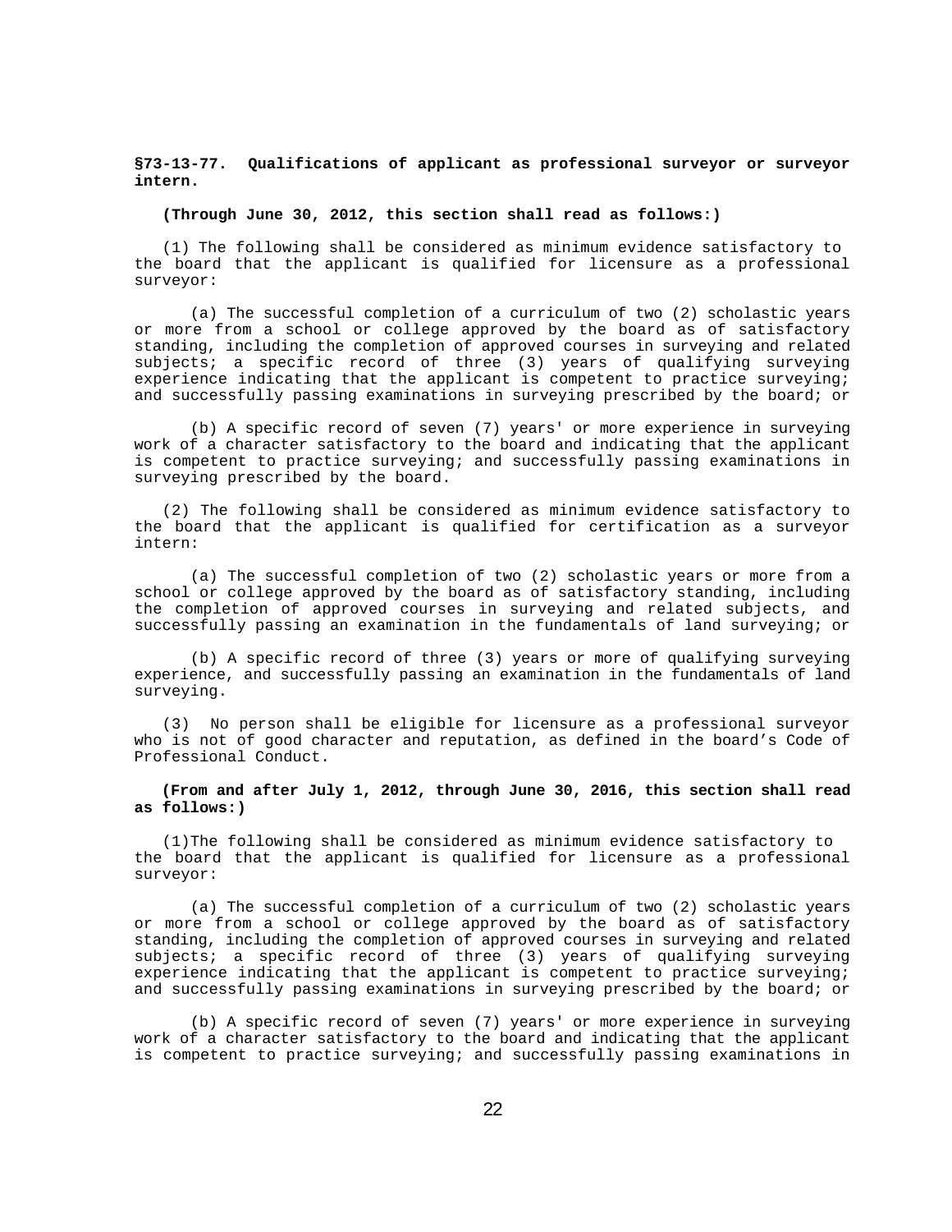**§73-13-77. Qualifications of applicant as professional surveyor or surveyor intern.**

**(Through June 30, 2012, this section shall read as follows:)**

(1) The following shall be considered as minimum evidence satisfactory to the board that the applicant is qualified for licensure as a professional surveyor:

(a) The successful completion of a curriculum of two (2) scholastic years or more from a school or college approved by the board as of satisfactory standing, including the completion of approved courses in surveying and related subjects; a specific record of three (3) years of qualifying surveying experience indicating that the applicant is competent to practice surveying; and successfully passing examinations in surveying prescribed by the board; or

(b) A specific record of seven (7) years' or more experience in surveying work of a character satisfactory to the board and indicating that the applicant is competent to practice surveying; and successfully passing examinations in surveying prescribed by the board.

(2) The following shall be considered as minimum evidence satisfactory to the board that the applicant is qualified for certification as a surveyor intern:

(a) The successful completion of two (2) scholastic years or more from a school or college approved by the board as of satisfactory standing, including the completion of approved courses in surveying and related subjects, and successfully passing an examination in the fundamentals of land surveying; or

(b) A specific record of three (3) years or more of qualifying surveying experience, and successfully passing an examination in the fundamentals of land surveying.

(3) No person shall be eligible for licensure as a professional surveyor who is not of good character and reputation, as defined in the board's Code of Professional Conduct.

**(From and after July 1, 2012, through June 30, 2016, this section shall read as follows:)**

(1)The following shall be considered as minimum evidence satisfactory to the board that the applicant is qualified for licensure as a professional surveyor:

(a) The successful completion of a curriculum of two (2) scholastic years or more from a school or college approved by the board as of satisfactory standing, including the completion of approved courses in surveying and related subjects; a specific record of three (3) years of qualifying surveying experience indicating that the applicant is competent to practice surveying; and successfully passing examinations in surveying prescribed by the board; or

(b) A specific record of seven (7) years' or more experience in surveying work of a character satisfactory to the board and indicating that the applicant is competent to practice surveying; and successfully passing examinations in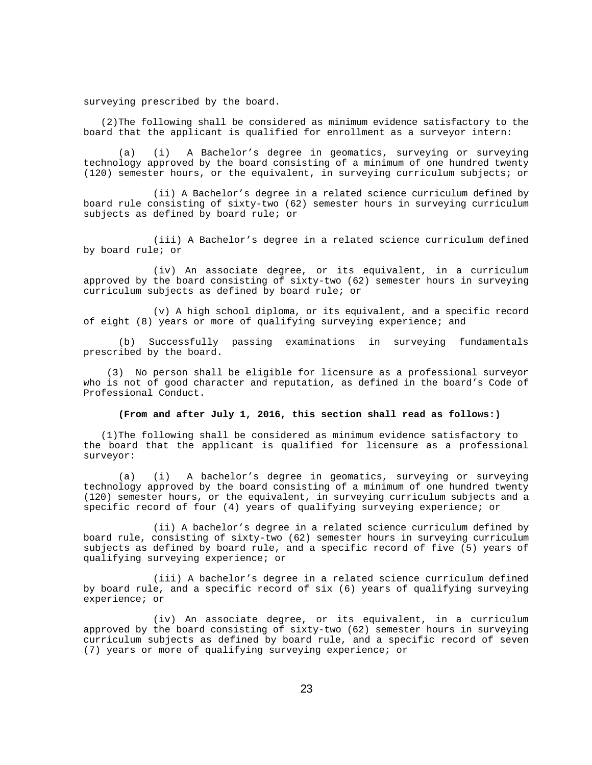surveying prescribed by the board.

(2)The following shall be considered as minimum evidence satisfactory to the board that the applicant is qualified for enrollment as a surveyor intern:

(a) (i) A Bachelor's degree in geomatics, surveying or surveying technology approved by the board consisting of a minimum of one hundred twenty (120) semester hours, or the equivalent, in surveying curriculum subjects; or

(ii) A Bachelor's degree in a related science curriculum defined by board rule consisting of sixty-two (62) semester hours in surveying curriculum subjects as defined by board rule; or

(iii) A Bachelor's degree in a related science curriculum defined by board rule; or

(iv) An associate degree, or its equivalent, in a curriculum approved by the board consisting of sixty-two (62) semester hours in surveying curriculum subjects as defined by board rule; or

(v) A high school diploma, or its equivalent, and a specific record of eight (8) years or more of qualifying surveying experience; and

(b) Successfully passing examinations in surveying fundamentals prescribed by the board.

(3) No person shall be eligible for licensure as a professional surveyor who is not of good character and reputation, as defined in the board's Code of Professional Conduct.

**(From and after July 1, 2016, this section shall read as follows:)**

(1)The following shall be considered as minimum evidence satisfactory to the board that the applicant is qualified for licensure as a professional surveyor:

(a) (i) A bachelor's degree in geomatics, surveying or surveying technology approved by the board consisting of a minimum of one hundred twenty (120) semester hours, or the equivalent, in surveying curriculum subjects and a specific record of four (4) years of qualifying surveying experience; or

(ii) A bachelor's degree in a related science curriculum defined by board rule, consisting of sixty-two (62) semester hours in surveying curriculum subjects as defined by board rule, and a specific record of five (5) years of qualifying surveying experience; or

(iii) A bachelor's degree in a related science curriculum defined by board rule, and a specific record of six (6) years of qualifying surveying experience; or

(iv) An associate degree, or its equivalent, in a curriculum approved by the board consisting of sixty-two (62) semester hours in surveying curriculum subjects as defined by board rule, and a specific record of seven (7) years or more of qualifying surveying experience; or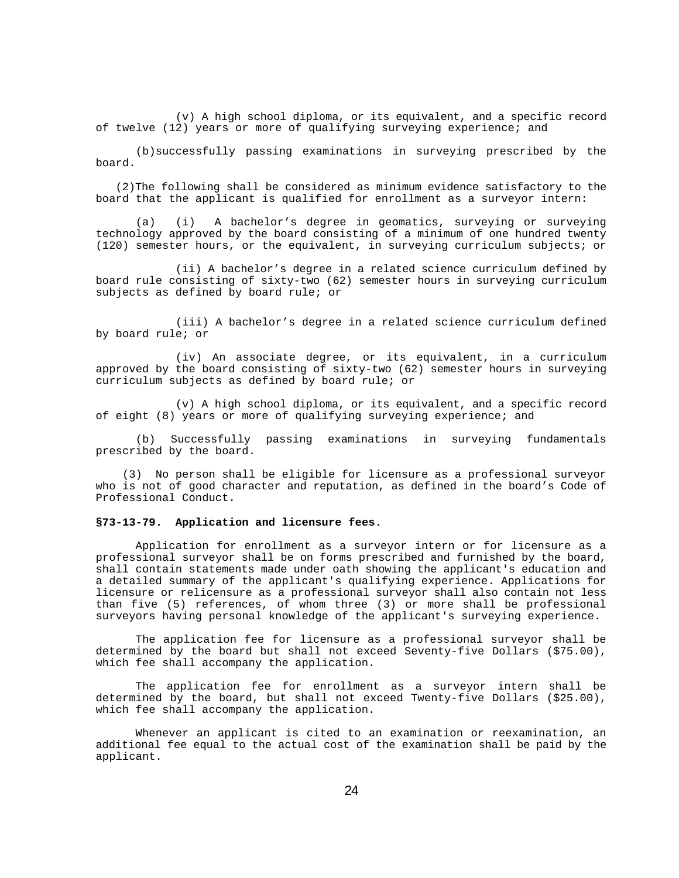(v) A high school diploma, or its equivalent, and a specific record of twelve (12) years or more of qualifying surveying experience; and

(b)successfully passing examinations in surveying prescribed by the board.

(2)The following shall be considered as minimum evidence satisfactory to the board that the applicant is qualified for enrollment as a surveyor intern:

(a) (i) A bachelor's degree in geomatics, surveying or surveying technology approved by the board consisting of a minimum of one hundred twenty (120) semester hours, or the equivalent, in surveying curriculum subjects; or

(ii) A bachelor's degree in a related science curriculum defined by board rule consisting of sixty-two (62) semester hours in surveying curriculum subjects as defined by board rule; or

(iii) A bachelor's degree in a related science curriculum defined by board rule; or

(iv) An associate degree, or its equivalent, in a curriculum approved by the board consisting of sixty-two (62) semester hours in surveying curriculum subjects as defined by board rule; or

(v) A high school diploma, or its equivalent, and a specific record of eight (8) years or more of qualifying surveying experience; and

(b) Successfully passing examinations in surveying fundamentals prescribed by the board.

(3) No person shall be eligible for licensure as a professional surveyor who is not of good character and reputation, as defined in the board's Code of Professional Conduct.

**§73-13-79. Application and licensure fees.**

Application for enrollment as a surveyor intern or for licensure as a professional surveyor shall be on forms prescribed and furnished by the board, shall contain statements made under oath showing the applicant's education and a detailed summary of the applicant's qualifying experience. Applications for licensure or relicensure as a professional surveyor shall also contain not less than five (5) references, of whom three (3) or more shall be professional surveyors having personal knowledge of the applicant's surveying experience.

The application fee for licensure as a professional surveyor shall be determined by the board but shall not exceed Seventy-five Dollars ($75.00), which fee shall accompany the application.

The application fee for enrollment as a surveyor intern shall be determined by the board, but shall not exceed Twenty-five Dollars ($25.00), which fee shall accompany the application.

Whenever an applicant is cited to an examination or reexamination, an additional fee equal to the actual cost of the examination shall be paid by the applicant.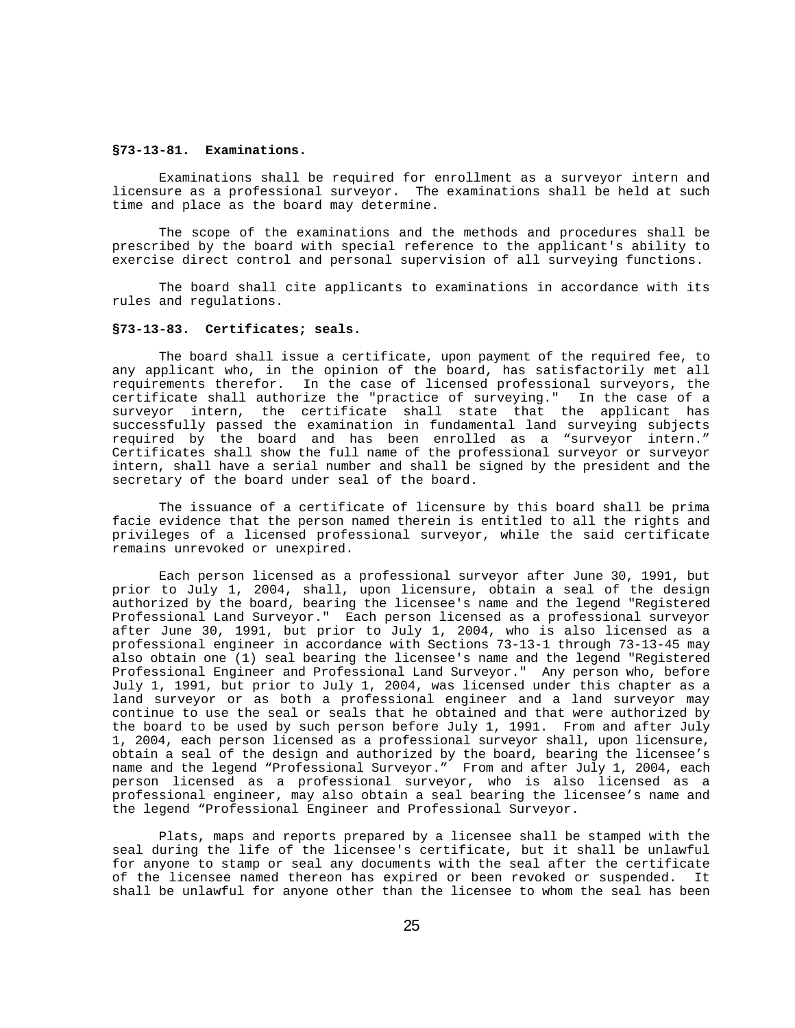**§73-13-81. Examinations.**

Examinations shall be required for enrollment as a surveyor intern and licensure as a professional surveyor. The examinations shall be held at such time and place as the board may determine.

The scope of the examinations and the methods and procedures shall be prescribed by the board with special reference to the applicant's ability to exercise direct control and personal supervision of all surveying functions.

The board shall cite applicants to examinations in accordance with its rules and regulations.

**§73-13-83. Certificates; seals.**

The board shall issue a certificate, upon payment of the required fee, to any applicant who, in the opinion of the board, has satisfactorily met all requirements therefor. In the case of licensed professional surveyors, the certificate shall authorize the "practice of surveying." In the case of a surveyor intern, the certificate shall state that the applicant has successfully passed the examination in fundamental land surveying subjects required by the board and has been enrolled as a "surveyor intern." Certificates shall show the full name of the professional surveyor or surveyor intern, shall have a serial number and shall be signed by the president and the secretary of the board under seal of the board.

The issuance of a certificate of licensure by this board shall be prima facie evidence that the person named therein is entitled to all the rights and privileges of a licensed professional surveyor, while the said certificate remains unrevoked or unexpired.

Each person licensed as a professional surveyor after June 30, 1991, but prior to July 1, 2004, shall, upon licensure, obtain a seal of the design authorized by the board, bearing the licensee's name and the legend "Registered Professional Land Surveyor." Each person licensed as a professional surveyor after June 30, 1991, but prior to July 1, 2004, who is also licensed as a professional engineer in accordance with Sections 73-13-1 through 73-13-45 may also obtain one (1) seal bearing the licensee's name and the legend "Registered Professional Engineer and Professional Land Surveyor." Any person who, before July 1, 1991, but prior to July 1, 2004, was licensed under this chapter as a land surveyor or as both a professional engineer and a land surveyor may continue to use the seal or seals that he obtained and that were authorized by the board to be used by such person before July 1, 1991. From and after July 1, 2004, each person licensed as a professional surveyor shall, upon licensure, obtain a seal of the design and authorized by the board, bearing the licensee's name and the legend "Professional Surveyor." From and after July 1, 2004, each person licensed as a professional surveyor, who is also licensed as a professional engineer, may also obtain a seal bearing the licensee's name and the legend "Professional Engineer and Professional Surveyor.

Plats, maps and reports prepared by a licensee shall be stamped with the seal during the life of the licensee's certificate, but it shall be unlawful for anyone to stamp or seal any documents with the seal after the certificate of the licensee named thereon has expired or been revoked or suspended. It shall be unlawful for anyone other than the licensee to whom the seal has been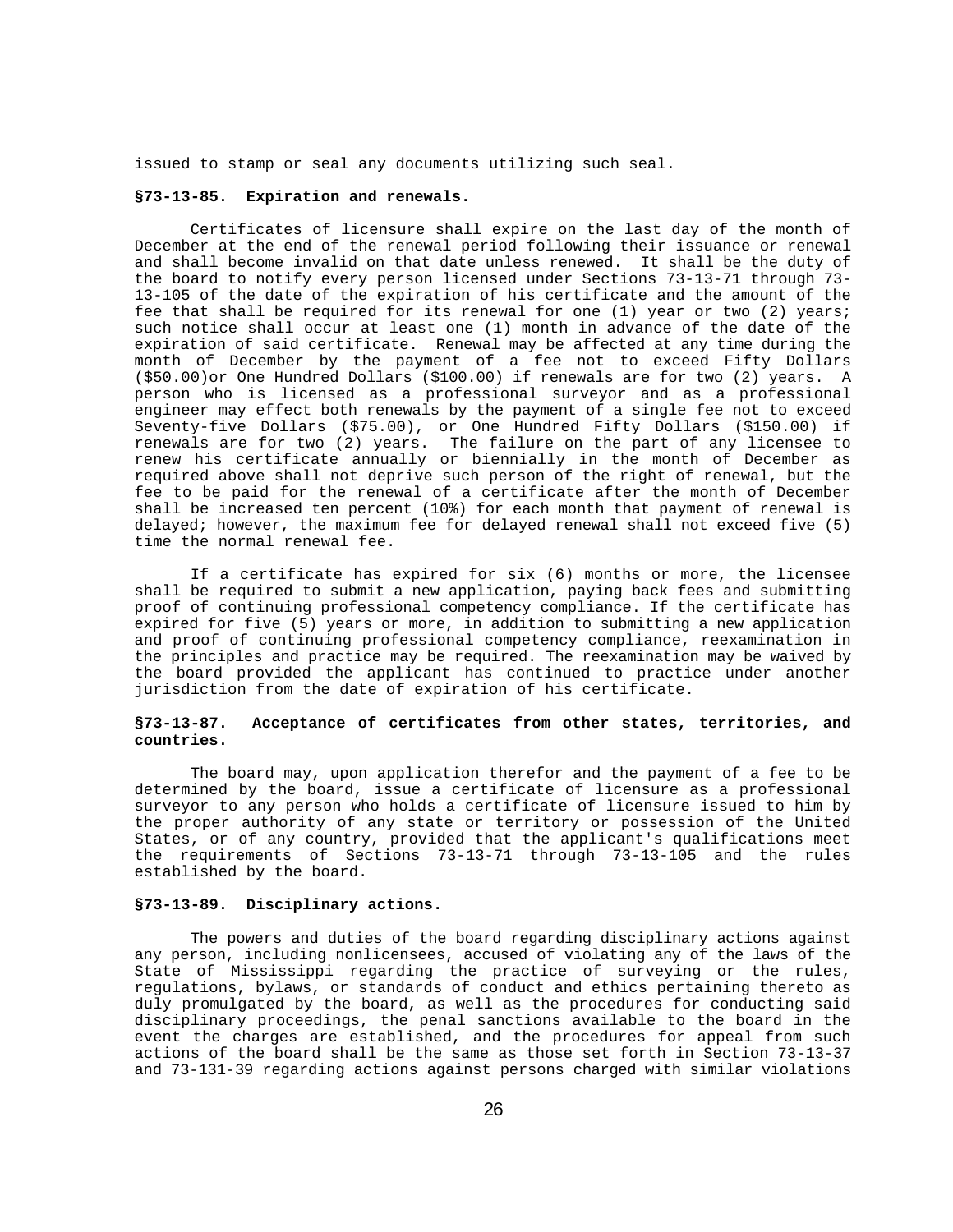issued to stamp or seal any documents utilizing such seal.

**§73-13-85. Expiration and renewals.**

Certificates of licensure shall expire on the last day of the month of December at the end of the renewal period following their issuance or renewal and shall become invalid on that date unless renewed. It shall be the duty of the board to notify every person licensed under Sections 73-13-71 through 73-13-105 of the date of the expiration of his certificate and the amount of the fee that shall be required for its renewal for one (1) year or two (2) years; such notice shall occur at least one (1) month in advance of the date of the expiration of said certificate. Renewal may be affected at any time during the month of December by the payment of a fee not to exceed Fifty Dollars ($50.00)or One Hundred Dollars ($100.00) if renewals are for two (2) years. A person who is licensed as a professional surveyor and as a professional engineer may effect both renewals by the payment of a single fee not to exceed Seventy-five Dollars ($75.00), or One Hundred Fifty Dollars ($150.00) if renewals are for two (2) years. The failure on the part of any licensee to renew his certificate annually or biennially in the month of December as required above shall not deprive such person of the right of renewal, but the fee to be paid for the renewal of a certificate after the month of December shall be increased ten percent (10%) for each month that payment of renewal is delayed; however, the maximum fee for delayed renewal shall not exceed five (5) time the normal renewal fee.

If a certificate has expired for six (6) months or more, the licensee shall be required to submit a new application, paying back fees and submitting proof of continuing professional competency compliance. If the certificate has expired for five (5) years or more, in addition to submitting a new application and proof of continuing professional competency compliance, reexamination in the principles and practice may be required. The reexamination may be waived by the board provided the applicant has continued to practice under another jurisdiction from the date of expiration of his certificate.

**§73-13-87. Acceptance of certificates from other states, territories, and countries.**

The board may, upon application therefor and the payment of a fee to be determined by the board, issue a certificate of licensure as a professional surveyor to any person who holds a certificate of licensure issued to him by the proper authority of any state or territory or possession of the United States, or of any country, provided that the applicant's qualifications meet the requirements of Sections 73-13-71 through 73-13-105 and the rules established by the board.

**§73-13-89. Disciplinary actions.**

The powers and duties of the board regarding disciplinary actions against any person, including nonlicensees, accused of violating any of the laws of the State of Mississippi regarding the practice of surveying or the rules, regulations, bylaws, or standards of conduct and ethics pertaining thereto as duly promulgated by the board, as well as the procedures for conducting said disciplinary proceedings, the penal sanctions available to the board in the event the charges are established, and the procedures for appeal from such actions of the board shall be the same as those set forth in Section 73-13-37 and 73-131-39 regarding actions against persons charged with similar violations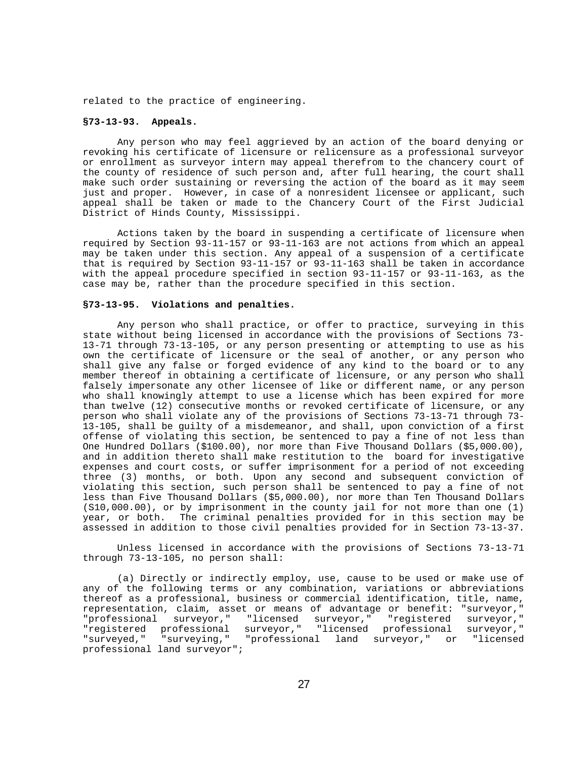related to the practice of engineering.

**§73-13-93. Appeals.**

Any person who may feel aggrieved by an action of the board denying or revoking his certificate of licensure or relicensure as a professional surveyor or enrollment as surveyor intern may appeal therefrom to the chancery court of the county of residence of such person and, after full hearing, the court shall make such order sustaining or reversing the action of the board as it may seem just and proper. However, in case of a nonresident licensee or applicant, such appeal shall be taken or made to the Chancery Court of the First Judicial District of Hinds County, Mississippi.

Actions taken by the board in suspending a certificate of licensure when required by Section 93-11-157 or 93-11-163 are not actions from which an appeal may be taken under this section. Any appeal of a suspension of a certificate that is required by Section 93-11-157 or 93-11-163 shall be taken in accordance with the appeal procedure specified in section 93-11-157 or 93-11-163, as the case may be, rather than the procedure specified in this section.

**§73-13-95. Violations and penalties.**

Any person who shall practice, or offer to practice, surveying in this state without being licensed in accordance with the provisions of Sections 73-13-71 through 73-13-105, or any person presenting or attempting to use as his own the certificate of licensure or the seal of another, or any person who shall give any false or forged evidence of any kind to the board or to any member thereof in obtaining a certificate of licensure, or any person who shall falsely impersonate any other licensee of like or different name, or any person who shall knowingly attempt to use a license which has been expired for more than twelve (12) consecutive months or revoked certificate of licensure, or any person who shall violate any of the provisions of Sections 73-13-71 through 73-13-105, shall be guilty of a misdemeanor, and shall, upon conviction of a first offense of violating this section, be sentenced to pay a fine of not less than One Hundred Dollars ($100.00), nor more than Five Thousand Dollars ($5,000.00), and in addition thereto shall make restitution to the board for investigative expenses and court costs, or suffer imprisonment for a period of not exceeding three (3) months, or both. Upon any second and subsequent conviction of violating this section, such person shall be sentenced to pay a fine of not less than Five Thousand Dollars ($5,000.00), nor more than Ten Thousand Dollars (S10,000.00), or by imprisonment in the county jail for not more than one (1) year, or both. The criminal penalties provided for in this section may be assessed in addition to those civil penalties provided for in Section 73-13-37.

Unless licensed in accordance with the provisions of Sections 73-13-71 through 73-13-105, no person shall:

(a) Directly or indirectly employ, use, cause to be used or make use of any of the following terms or any combination, variations or abbreviations thereof as a professional, business or commercial identification, title, name, representation, claim, asset or means of advantage or benefit: "surveyor," "professional surveyor," "licensed surveyor," "registered surveyor," "registered professional surveyor," "licensed professional surveyor," "surveyed," "surveying," "professional land surveyor," or "licensed professional land surveyor";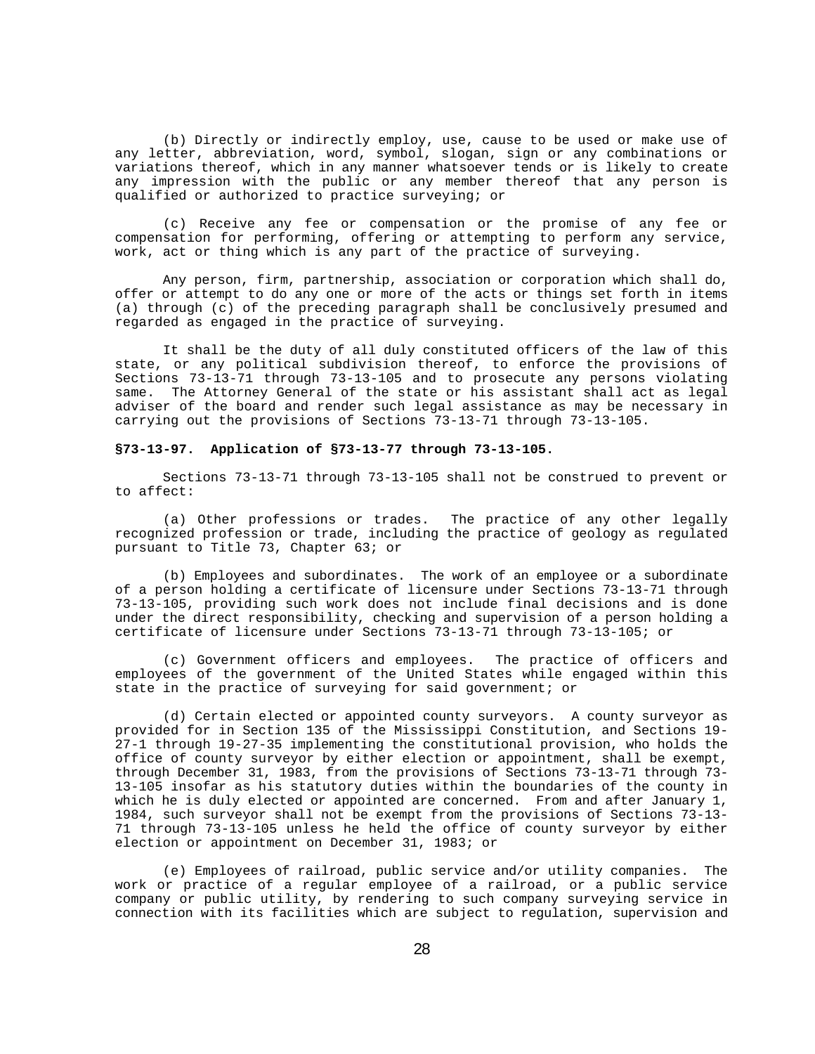(b) Directly or indirectly employ, use, cause to be used or make use of any letter, abbreviation, word, symbol, slogan, sign or any combinations or variations thereof, which in any manner whatsoever tends or is likely to create any impression with the public or any member thereof that any person is qualified or authorized to practice surveying; or

(c) Receive any fee or compensation or the promise of any fee or compensation for performing, offering or attempting to perform any service, work, act or thing which is any part of the practice of surveying.

Any person, firm, partnership, association or corporation which shall do, offer or attempt to do any one or more of the acts or things set forth in items (a) through (c) of the preceding paragraph shall be conclusively presumed and regarded as engaged in the practice of surveying.

It shall be the duty of all duly constituted officers of the law of this state, or any political subdivision thereof, to enforce the provisions of Sections 73-13-71 through 73-13-105 and to prosecute any persons violating same. The Attorney General of the state or his assistant shall act as legal adviser of the board and render such legal assistance as may be necessary in carrying out the provisions of Sections 73-13-71 through 73-13-105.

**§73-13-97. Application of §73-13-77 through 73-13-105.**

Sections 73-13-71 through 73-13-105 shall not be construed to prevent or to affect:

(a) Other professions or trades. The practice of any other legally recognized profession or trade, including the practice of geology as regulated pursuant to Title 73, Chapter 63; or

(b) Employees and subordinates. The work of an employee or a subordinate of a person holding a certificate of licensure under Sections 73-13-71 through 73-13-105, providing such work does not include final decisions and is done under the direct responsibility, checking and supervision of a person holding a certificate of licensure under Sections 73-13-71 through 73-13-105; or

(c) Government officers and employees. The practice of officers and employees of the government of the United States while engaged within this state in the practice of surveying for said government; or

(d) Certain elected or appointed county surveyors. A county surveyor as provided for in Section 135 of the Mississippi Constitution, and Sections 19-27-1 through 19-27-35 implementing the constitutional provision, who holds the office of county surveyor by either election or appointment, shall be exempt, through December 31, 1983, from the provisions of Sections 73-13-71 through 73-13-105 insofar as his statutory duties within the boundaries of the county in which he is duly elected or appointed are concerned. From and after January 1, 1984, such surveyor shall not be exempt from the provisions of Sections 73-13-71 through 73-13-105 unless he held the office of county surveyor by either election or appointment on December 31, 1983; or

(e) Employees of railroad, public service and/or utility companies. The work or practice of a regular employee of a railroad, or a public service company or public utility, by rendering to such company surveying service in connection with its facilities which are subject to regulation, supervision and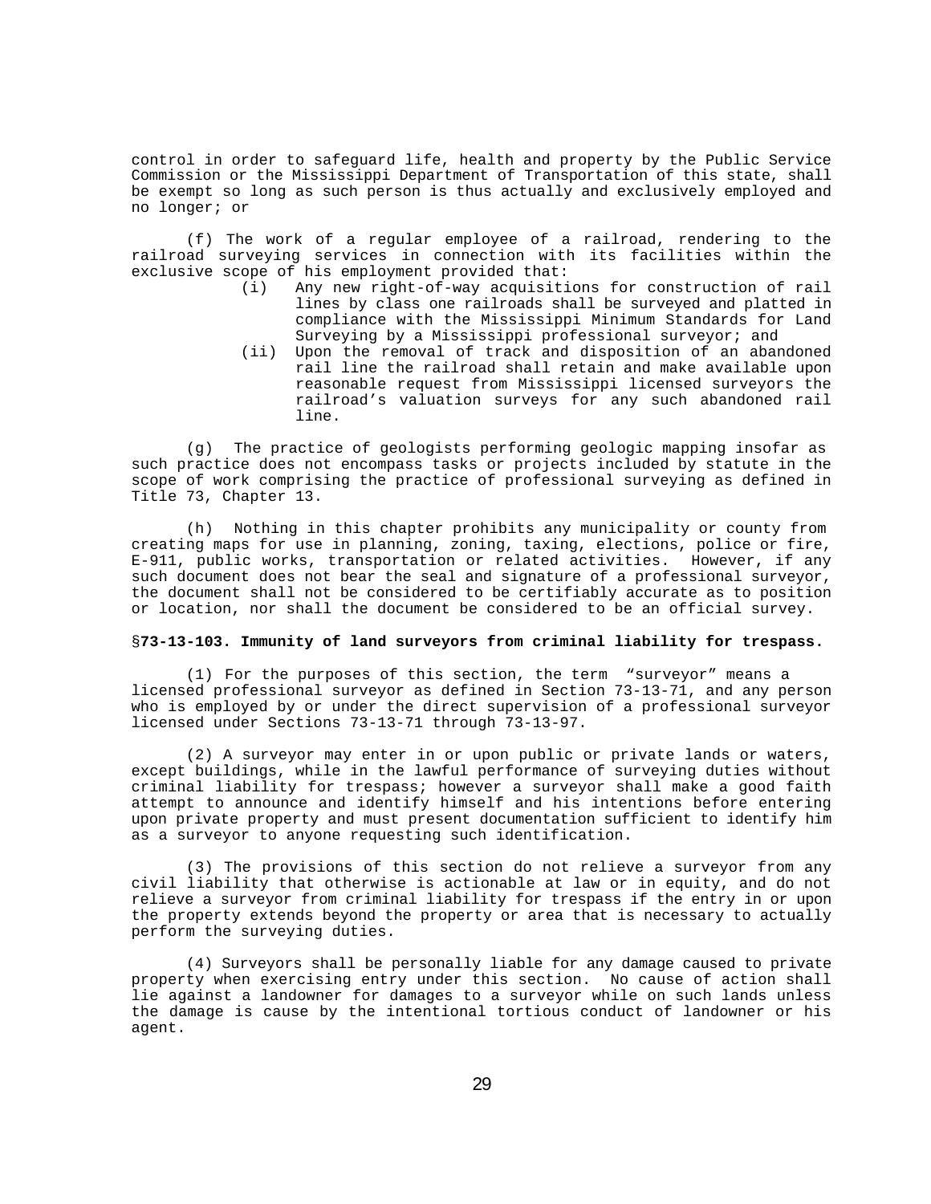control in order to safeguard life, health and property by the Public Service Commission or the Mississippi Department of Transportation of this state, shall be exempt so long as such person is thus actually and exclusively employed and no longer; or

(f) The work of a regular employee of a railroad, rendering to the railroad surveying services in connection with its facilities within the exclusive scope of his employment provided that:

- (i) Any new right-of-way acquisitions for construction of rail lines by class one railroads shall be surveyed and platted in compliance with the Mississippi Minimum Standards for Land Surveying by a Mississippi professional surveyor; and
- (ii) Upon the removal of track and disposition of an abandoned rail line the railroad shall retain and make available upon reasonable request from Mississippi licensed surveyors the railroad's valuation surveys for any such abandoned rail line.

(g) The practice of geologists performing geologic mapping insofar as such practice does not encompass tasks or projects included by statute in the scope of work comprising the practice of professional surveying as defined in Title 73, Chapter 13.

(h) Nothing in this chapter prohibits any municipality or county from creating maps for use in planning, zoning, taxing, elections, police or fire, E-911, public works, transportation or related activities. However, if any such document does not bear the seal and signature of a professional surveyor, the document shall not be considered to be certifiably accurate as to position or location, nor shall the document be considered to be an official survey.

**§73-13-103. Immunity of land surveyors from criminal liability for trespass.**

(1) For the purposes of this section, the term "surveyor" means a licensed professional surveyor as defined in Section 73-13-71, and any person who is employed by or under the direct supervision of a professional surveyor licensed under Sections 73-13-71 through 73-13-97.

(2) A surveyor may enter in or upon public or private lands or waters, except buildings, while in the lawful performance of surveying duties without criminal liability for trespass; however a surveyor shall make a good faith attempt to announce and identify himself and his intentions before entering upon private property and must present documentation sufficient to identify him as a surveyor to anyone requesting such identification.

(3) The provisions of this section do not relieve a surveyor from any civil liability that otherwise is actionable at law or in equity, and do not relieve a surveyor from criminal liability for trespass if the entry in or upon the property extends beyond the property or area that is necessary to actually perform the surveying duties.

(4) Surveyors shall be personally liable for any damage caused to private property when exercising entry under this section. No cause of action shall lie against a landowner for damages to a surveyor while on such lands unless the damage is cause by the intentional tortious conduct of landowner or his agent.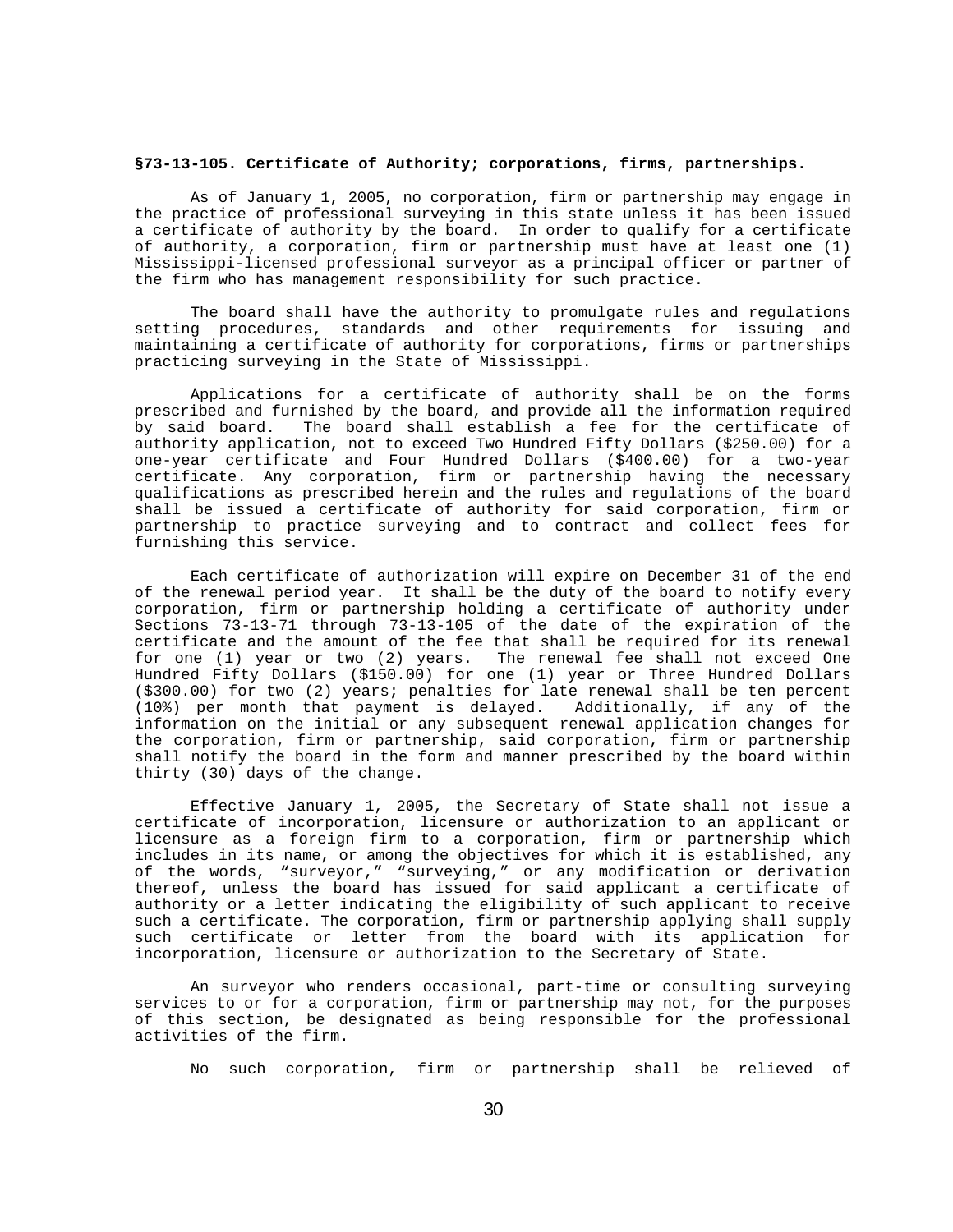**§73-13-105. Certificate of Authority; corporations, firms, partnerships.**

As of January 1, 2005, no corporation, firm or partnership may engage in the practice of professional surveying in this state unless it has been issued a certificate of authority by the board. In order to qualify for a certificate of authority, a corporation, firm or partnership must have at least one (1) Mississippi-licensed professional surveyor as a principal officer or partner of the firm who has management responsibility for such practice.

The board shall have the authority to promulgate rules and regulations setting procedures, standards and other requirements for issuing and maintaining a certificate of authority for corporations, firms or partnerships practicing surveying in the State of Mississippi.

Applications for a certificate of authority shall be on the forms prescribed and furnished by the board, and provide all the information required by said board. The board shall establish a fee for the certificate of authority application, not to exceed Two Hundred Fifty Dollars ($250.00) for a one-year certificate and Four Hundred Dollars ($400.00) for a two-year certificate. Any corporation, firm or partnership having the necessary qualifications as prescribed herein and the rules and regulations of the board shall be issued a certificate of authority for said corporation, firm or partnership to practice surveying and to contract and collect fees for furnishing this service.

Each certificate of authorization will expire on December 31 of the end of the renewal period year. It shall be the duty of the board to notify every corporation, firm or partnership holding a certificate of authority under Sections 73-13-71 through 73-13-105 of the date of the expiration of the certificate and the amount of the fee that shall be required for its renewal for one (1) year or two (2) years. The renewal fee shall not exceed One Hundred Fifty Dollars ($150.00) for one (1) year or Three Hundred Dollars ($300.00) for two (2) years; penalties for late renewal shall be ten percent (10%) per month that payment is delayed. Additionally, if any of the information on the initial or any subsequent renewal application changes for the corporation, firm or partnership, said corporation, firm or partnership shall notify the board in the form and manner prescribed by the board within thirty (30) days of the change.

Effective January 1, 2005, the Secretary of State shall not issue a certificate of incorporation, licensure or authorization to an applicant or licensure as a foreign firm to a corporation, firm or partnership which includes in its name, or among the objectives for which it is established, any of the words, "surveyor," "surveying," or any modification or derivation thereof, unless the board has issued for said applicant a certificate of authority or a letter indicating the eligibility of such applicant to receive such a certificate. The corporation, firm or partnership applying shall supply such certificate or letter from the board with its application for incorporation, licensure or authorization to the Secretary of State.

An surveyor who renders occasional, part-time or consulting surveying services to or for a corporation, firm or partnership may not, for the purposes of this section, be designated as being responsible for the professional activities of the firm.

No such corporation, firm or partnership shall be relieved of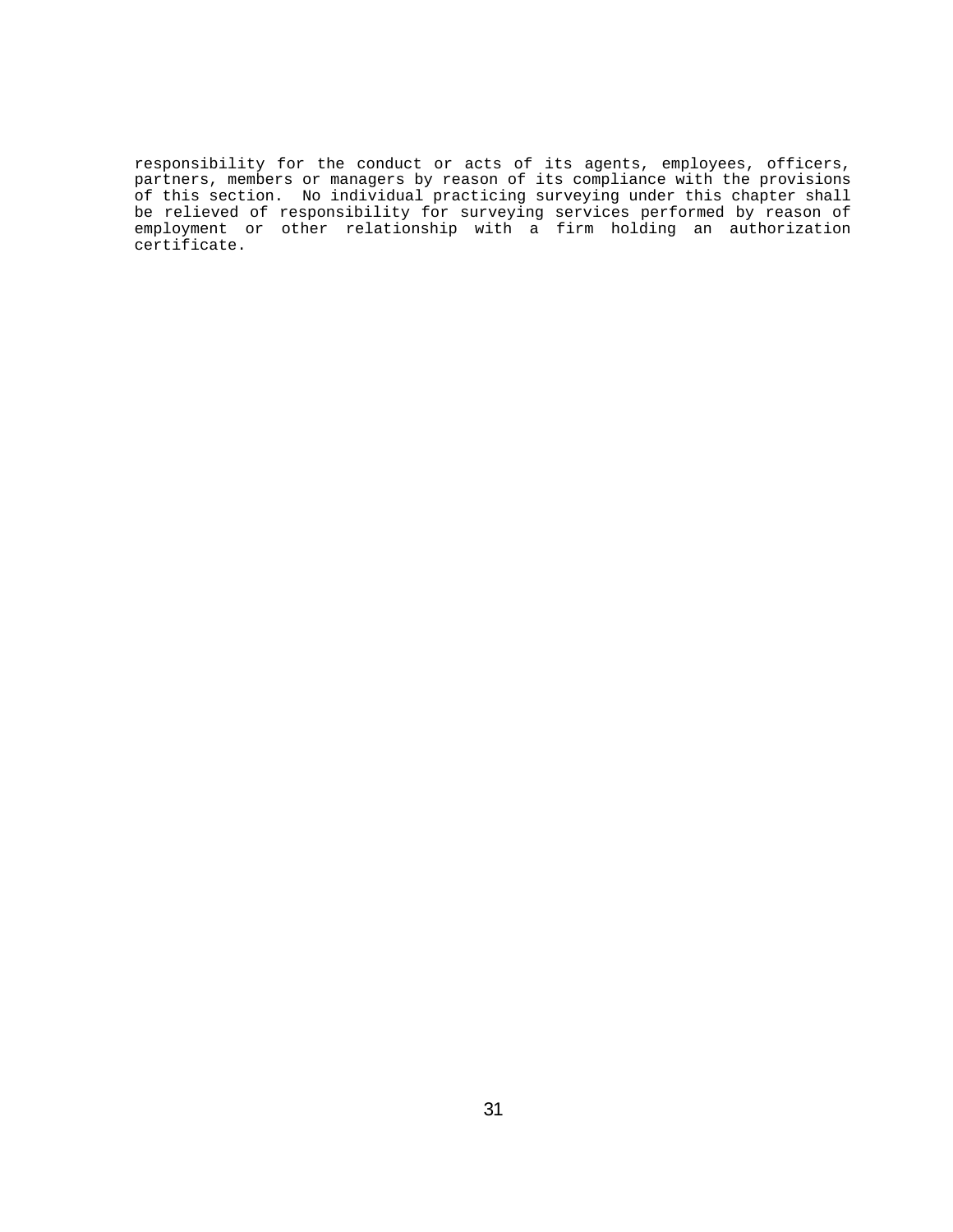responsibility for the conduct or acts of its agents, employees, officers, partners, members or managers by reason of its compliance with the provisions of this section. No individual practicing surveying under this chapter shall be relieved of responsibility for surveying services performed by reason of employment or other relationship with a firm holding an authorization certificate.